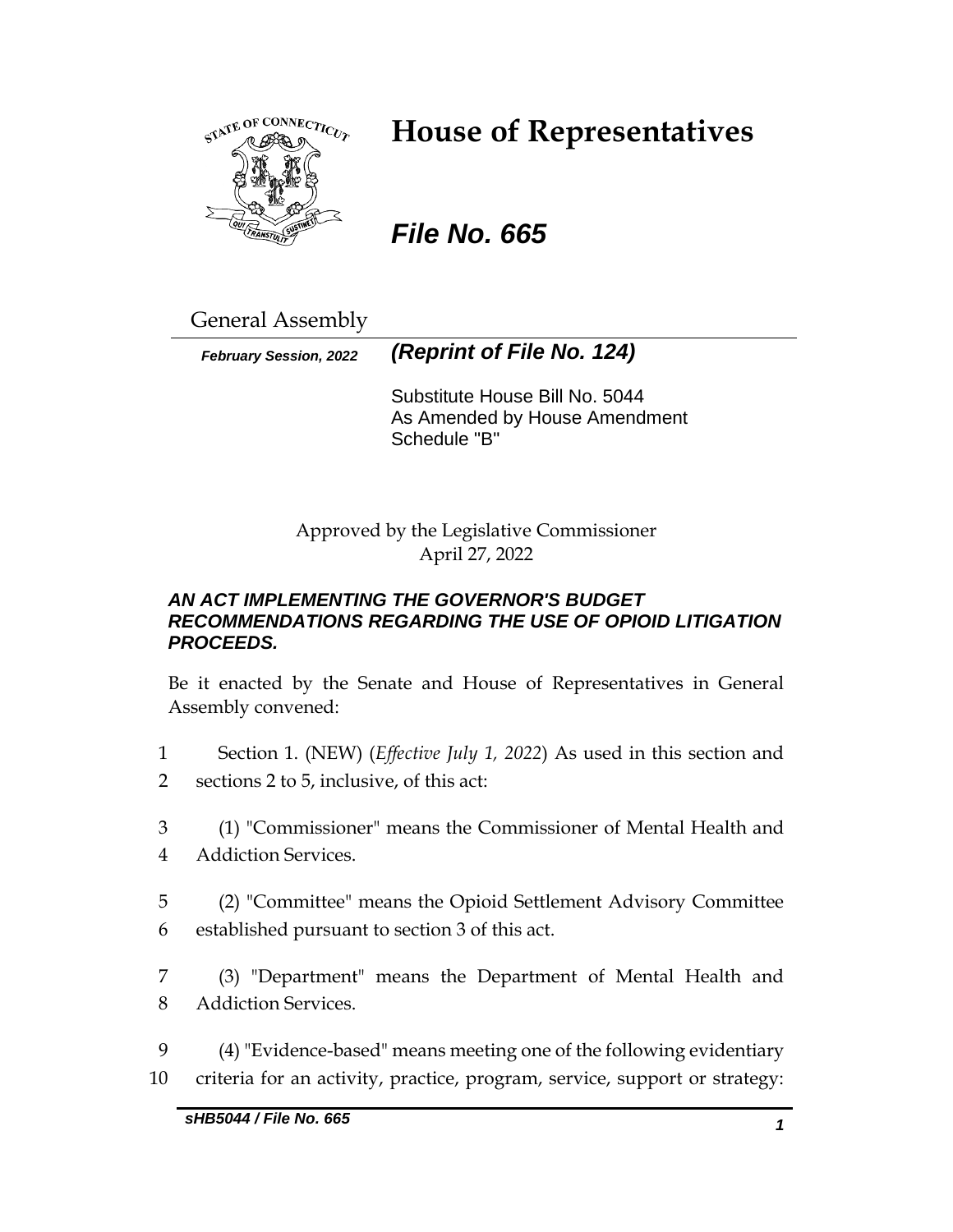# House of Representatives

## *File No. 665*

General Assembly

***February Session, 2022*** ***(Reprint of File No. 124)***

Substitute House Bill No. 5044
As Amended by House Amendment Schedule "B"

Approved by the Legislative Commissioner
April 27, 2022

***AN ACT IMPLEMENTING THE GOVERNOR'S BUDGET RECOMMENDATIONS REGARDING THE USE OF OPIOID LITIGATION PROCEEDS.***

Be it enacted by the Senate and House of Representatives in General Assembly convened:

1 Section 1. (NEW) (*Effective July 1, 2022*) As used in this section and
2 sections 2 to 5, inclusive, of this act:

3 (1) "Commissioner" means the Commissioner of Mental Health and
4 Addiction Services.

5 (2) "Committee" means the Opioid Settlement Advisory Committee
6 established pursuant to section 3 of this act.

7 (3) "Department" means the Department of Mental Health and
8 Addiction Services.

9 (4) "Evidence-based" means meeting one of the following evidentiary
10 criteria for an activity, practice, program, service, support or strategy: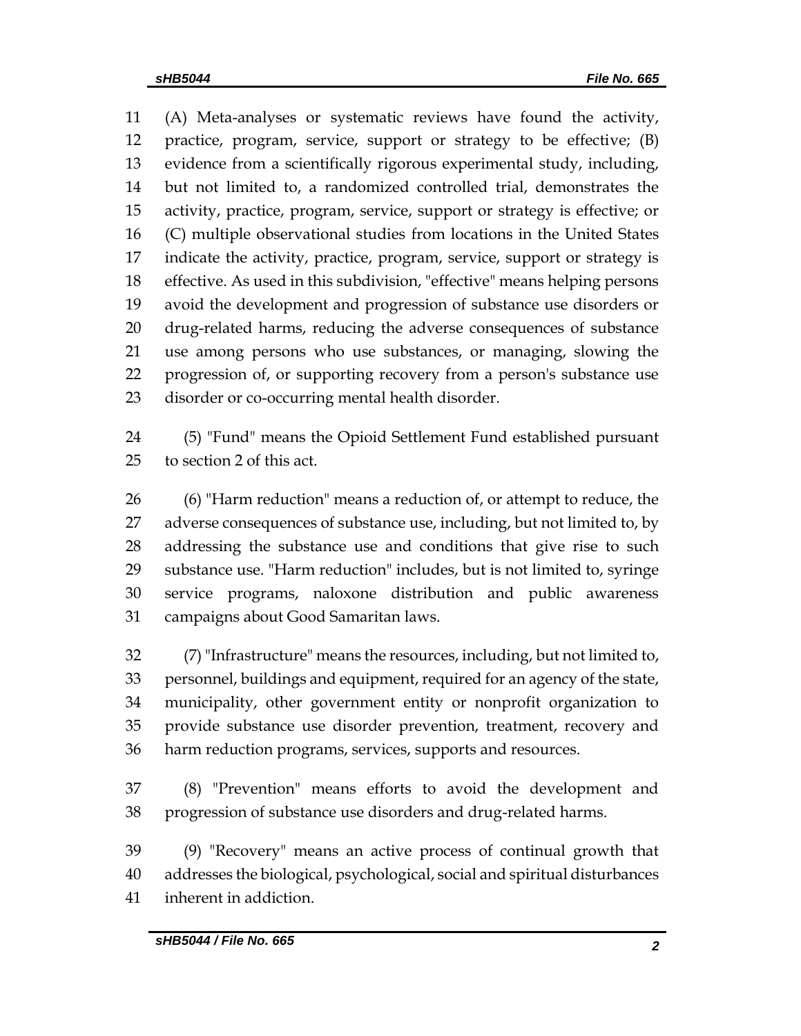(A) Meta-analyses or systematic reviews have found the activity, practice, program, service, support or strategy to be effective; (B) evidence from a scientifically rigorous experimental study, including, but not limited to, a randomized controlled trial, demonstrates the activity, practice, program, service, support or strategy is effective; or (C) multiple observational studies from locations in the United States indicate the activity, practice, program, service, support or strategy is effective. As used in this subdivision, "effective" means helping persons avoid the development and progression of substance use disorders or drug-related harms, reducing the adverse consequences of substance use among persons who use substances, or managing, slowing the progression of, or supporting recovery from a person's substance use disorder or co-occurring mental health disorder.

(5) "Fund" means the Opioid Settlement Fund established pursuant to section 2 of this act.

(6) "Harm reduction" means a reduction of, or attempt to reduce, the adverse consequences of substance use, including, but not limited to, by addressing the substance use and conditions that give rise to such substance use. "Harm reduction" includes, but is not limited to, syringe service programs, naloxone distribution and public awareness campaigns about Good Samaritan laws.

(7) "Infrastructure" means the resources, including, but not limited to, personnel, buildings and equipment, required for an agency of the state, municipality, other government entity or nonprofit organization to provide substance use disorder prevention, treatment, recovery and harm reduction programs, services, supports and resources.

(8) "Prevention" means efforts to avoid the development and progression of substance use disorders and drug-related harms.

(9) "Recovery" means an active process of continual growth that addresses the biological, psychological, social and spiritual disturbances inherent in addiction.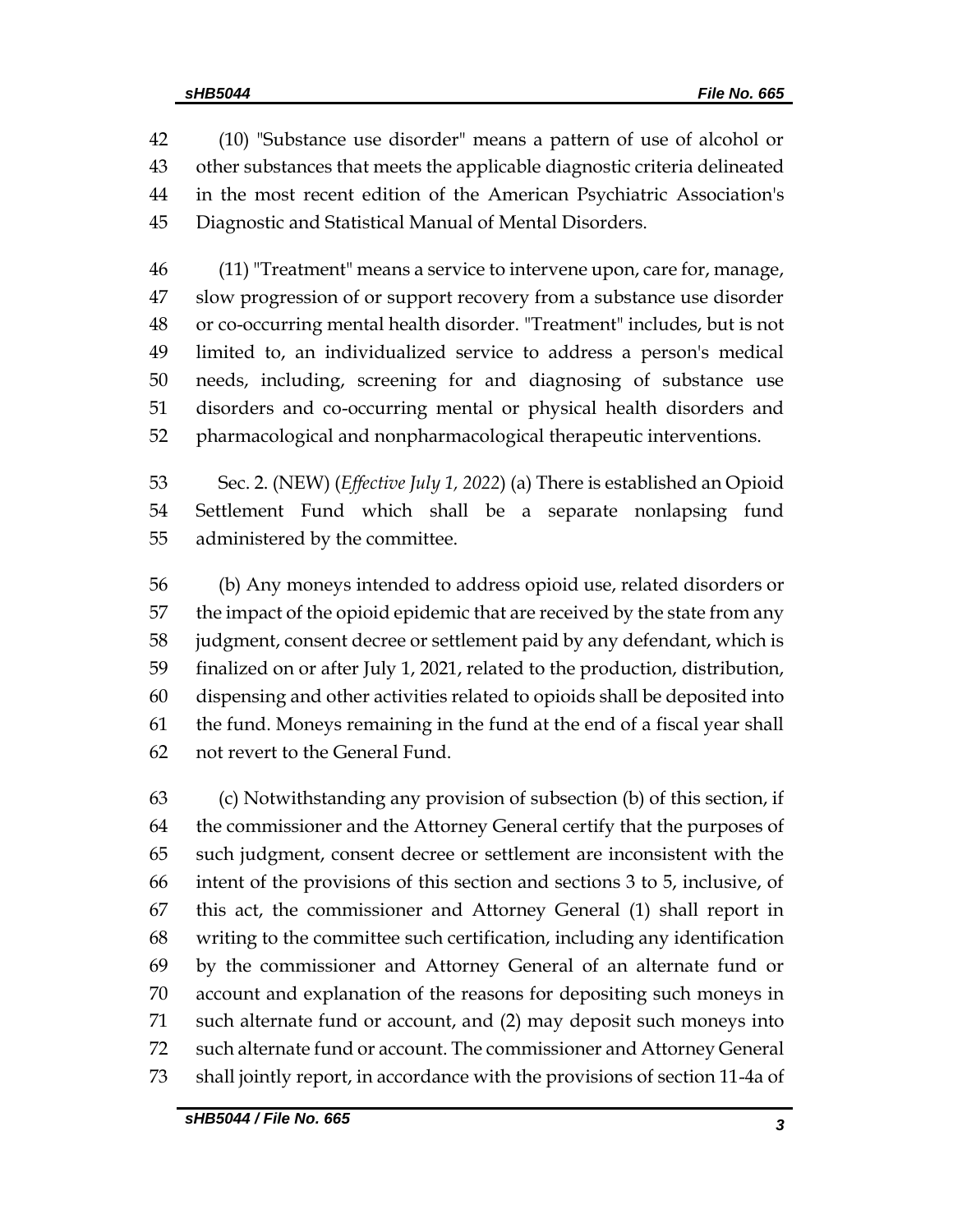(10) "Substance use disorder" means a pattern of use of alcohol or other substances that meets the applicable diagnostic criteria delineated in the most recent edition of the American Psychiatric Association's Diagnostic and Statistical Manual of Mental Disorders.

(11) "Treatment" means a service to intervene upon, care for, manage, slow progression of or support recovery from a substance use disorder or co-occurring mental health disorder. "Treatment" includes, but is not limited to, an individualized service to address a person's medical needs, including, screening for and diagnosing of substance use disorders and co-occurring mental or physical health disorders and pharmacological and nonpharmacological therapeutic interventions.

Sec. 2. (NEW) (*Effective July 1, 2022*) (a) There is established an Opioid Settlement Fund which shall be a separate nonlapsing fund administered by the committee.

(b) Any moneys intended to address opioid use, related disorders or the impact of the opioid epidemic that are received by the state from any judgment, consent decree or settlement paid by any defendant, which is finalized on or after July 1, 2021, related to the production, distribution, dispensing and other activities related to opioids shall be deposited into the fund. Moneys remaining in the fund at the end of a fiscal year shall not revert to the General Fund.

(c) Notwithstanding any provision of subsection (b) of this section, if the commissioner and the Attorney General certify that the purposes of such judgment, consent decree or settlement are inconsistent with the intent of the provisions of this section and sections 3 to 5, inclusive, of this act, the commissioner and Attorney General (1) shall report in writing to the committee such certification, including any identification by the commissioner and Attorney General of an alternate fund or account and explanation of the reasons for depositing such moneys in such alternate fund or account, and (2) may deposit such moneys into such alternate fund or account. The commissioner and Attorney General shall jointly report, in accordance with the provisions of section 11-4a of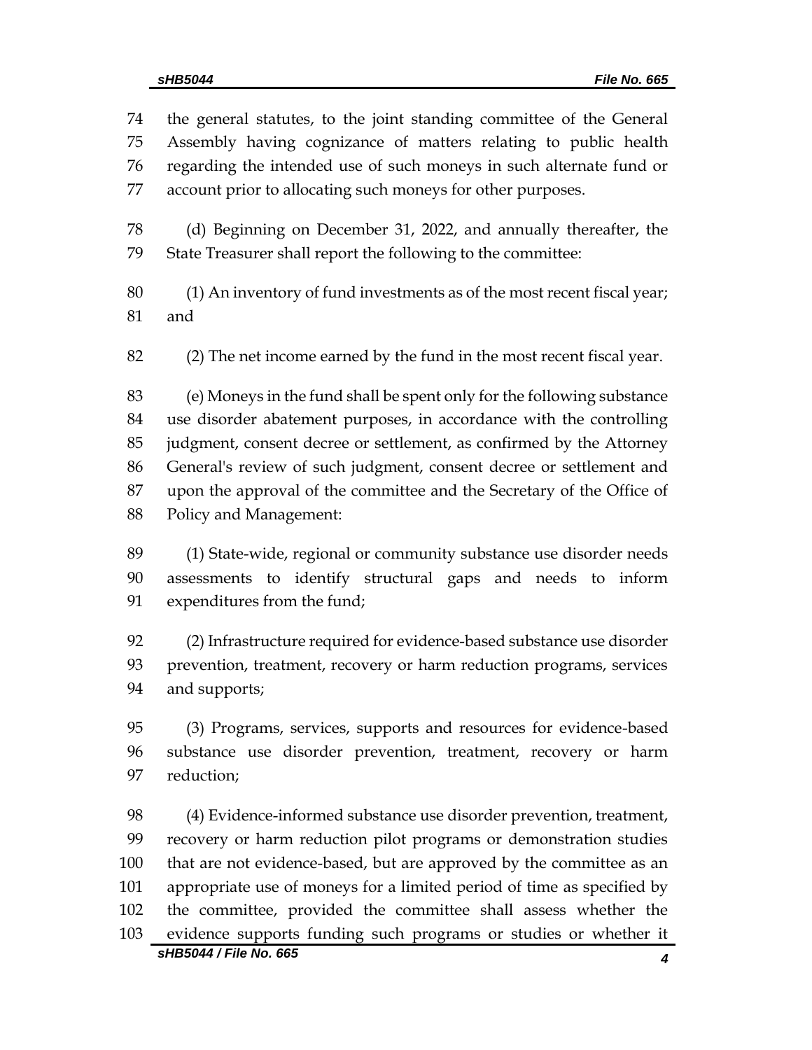the general statutes, to the joint standing committee of the General Assembly having cognizance of matters relating to public health regarding the intended use of such moneys in such alternate fund or account prior to allocating such moneys for other purposes.

(d) Beginning on December 31, 2022, and annually thereafter, the State Treasurer shall report the following to the committee:

(1) An inventory of fund investments as of the most recent fiscal year; and

(2) The net income earned by the fund in the most recent fiscal year.

(e) Moneys in the fund shall be spent only for the following substance use disorder abatement purposes, in accordance with the controlling judgment, consent decree or settlement, as confirmed by the Attorney General's review of such judgment, consent decree or settlement and upon the approval of the committee and the Secretary of the Office of Policy and Management:

(1) State-wide, regional or community substance use disorder needs assessments to identify structural gaps and needs to inform expenditures from the fund;

(2) Infrastructure required for evidence-based substance use disorder prevention, treatment, recovery or harm reduction programs, services and supports;

(3) Programs, services, supports and resources for evidence-based substance use disorder prevention, treatment, recovery or harm reduction;

(4) Evidence-informed substance use disorder prevention, treatment, recovery or harm reduction pilot programs or demonstration studies that are not evidence-based, but are approved by the committee as an appropriate use of moneys for a limited period of time as specified by the committee, provided the committee shall assess whether the evidence supports funding such programs or studies or whether it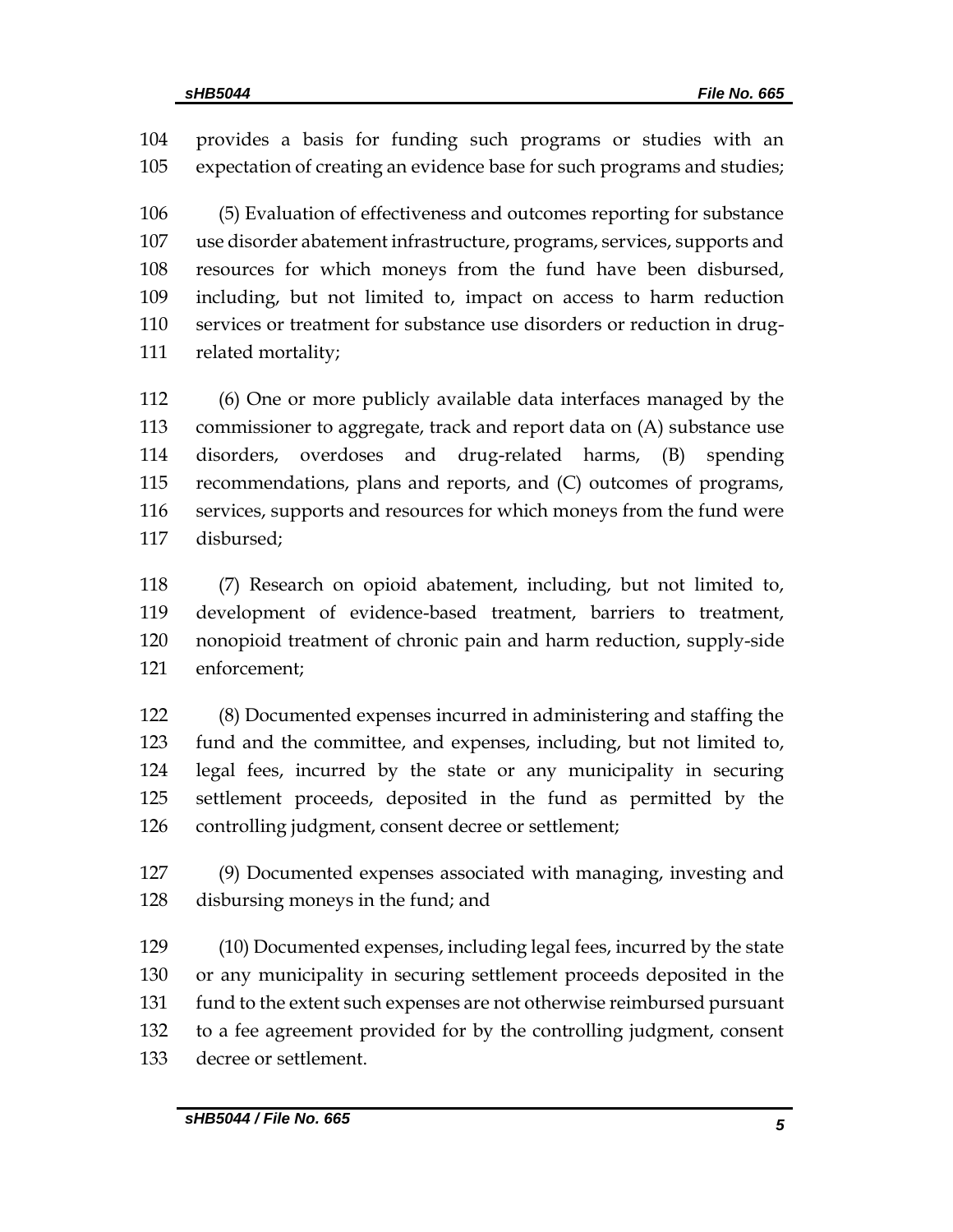provides a basis for funding such programs or studies with an expectation of creating an evidence base for such programs and studies;

(5) Evaluation of effectiveness and outcomes reporting for substance use disorder abatement infrastructure, programs, services, supports and resources for which moneys from the fund have been disbursed, including, but not limited to, impact on access to harm reduction services or treatment for substance use disorders or reduction in drug-related mortality;

(6) One or more publicly available data interfaces managed by the commissioner to aggregate, track and report data on (A) substance use disorders, overdoses and drug-related harms, (B) spending recommendations, plans and reports, and (C) outcomes of programs, services, supports and resources for which moneys from the fund were disbursed;

(7) Research on opioid abatement, including, but not limited to, development of evidence-based treatment, barriers to treatment, nonopioid treatment of chronic pain and harm reduction, supply-side enforcement;

(8) Documented expenses incurred in administering and staffing the fund and the committee, and expenses, including, but not limited to, legal fees, incurred by the state or any municipality in securing settlement proceeds, deposited in the fund as permitted by the controlling judgment, consent decree or settlement;

(9) Documented expenses associated with managing, investing and disbursing moneys in the fund; and

(10) Documented expenses, including legal fees, incurred by the state or any municipality in securing settlement proceeds deposited in the fund to the extent such expenses are not otherwise reimbursed pursuant to a fee agreement provided for by the controlling judgment, consent decree or settlement.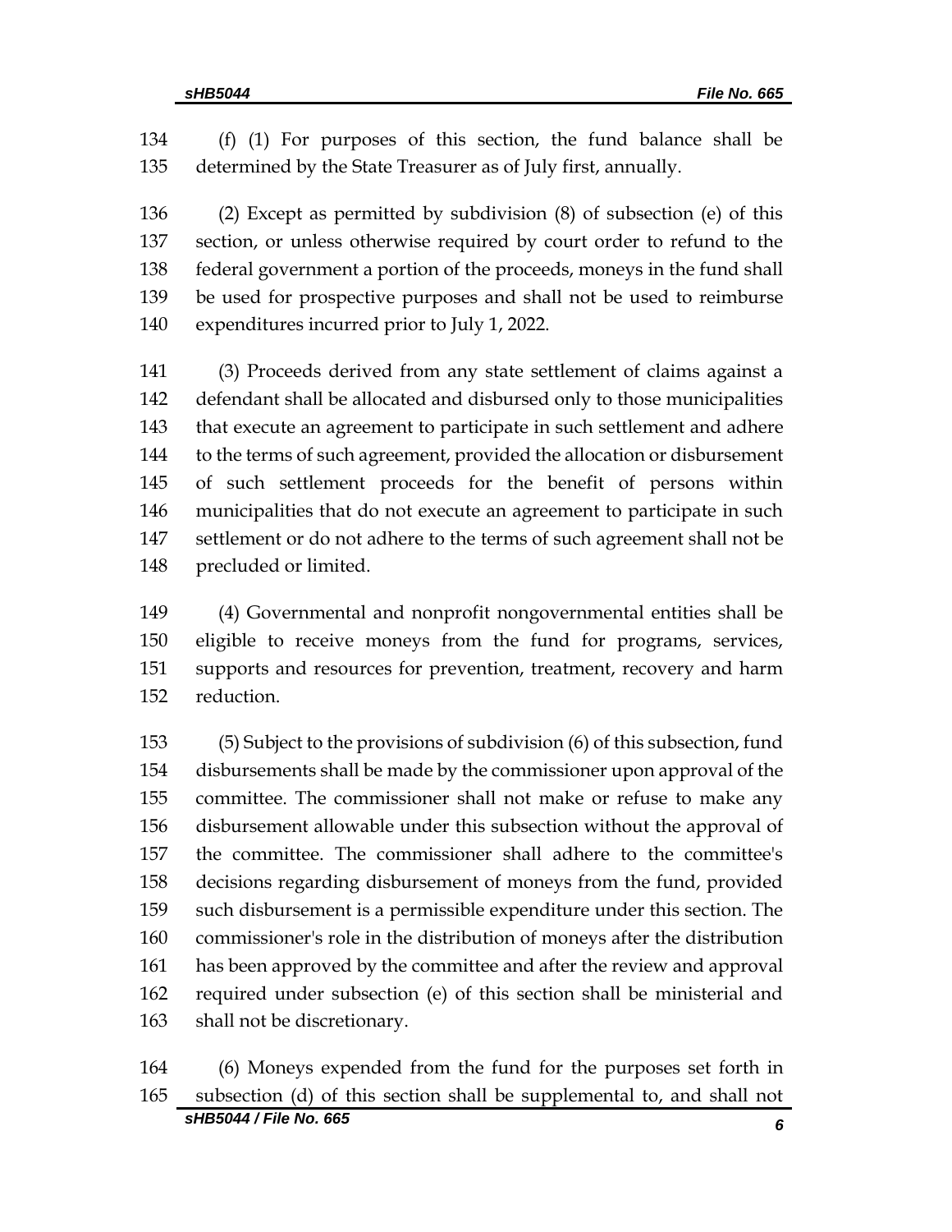(f) (1) For purposes of this section, the fund balance shall be determined by the State Treasurer as of July first, annually.

(2) Except as permitted by subdivision (8) of subsection (e) of this section, or unless otherwise required by court order to refund to the federal government a portion of the proceeds, moneys in the fund shall be used for prospective purposes and shall not be used to reimburse expenditures incurred prior to July 1, 2022.

(3) Proceeds derived from any state settlement of claims against a defendant shall be allocated and disbursed only to those municipalities that execute an agreement to participate in such settlement and adhere to the terms of such agreement, provided the allocation or disbursement of such settlement proceeds for the benefit of persons within municipalities that do not execute an agreement to participate in such settlement or do not adhere to the terms of such agreement shall not be precluded or limited.

(4) Governmental and nonprofit nongovernmental entities shall be eligible to receive moneys from the fund for programs, services, supports and resources for prevention, treatment, recovery and harm reduction.

(5) Subject to the provisions of subdivision (6) of this subsection, fund disbursements shall be made by the commissioner upon approval of the committee. The commissioner shall not make or refuse to make any disbursement allowable under this subsection without the approval of the committee. The commissioner shall adhere to the committee's decisions regarding disbursement of moneys from the fund, provided such disbursement is a permissible expenditure under this section. The commissioner's role in the distribution of moneys after the distribution has been approved by the committee and after the review and approval required under subsection (e) of this section shall be ministerial and shall not be discretionary.

(6) Moneys expended from the fund for the purposes set forth in subsection (d) of this section shall be supplemental to, and shall not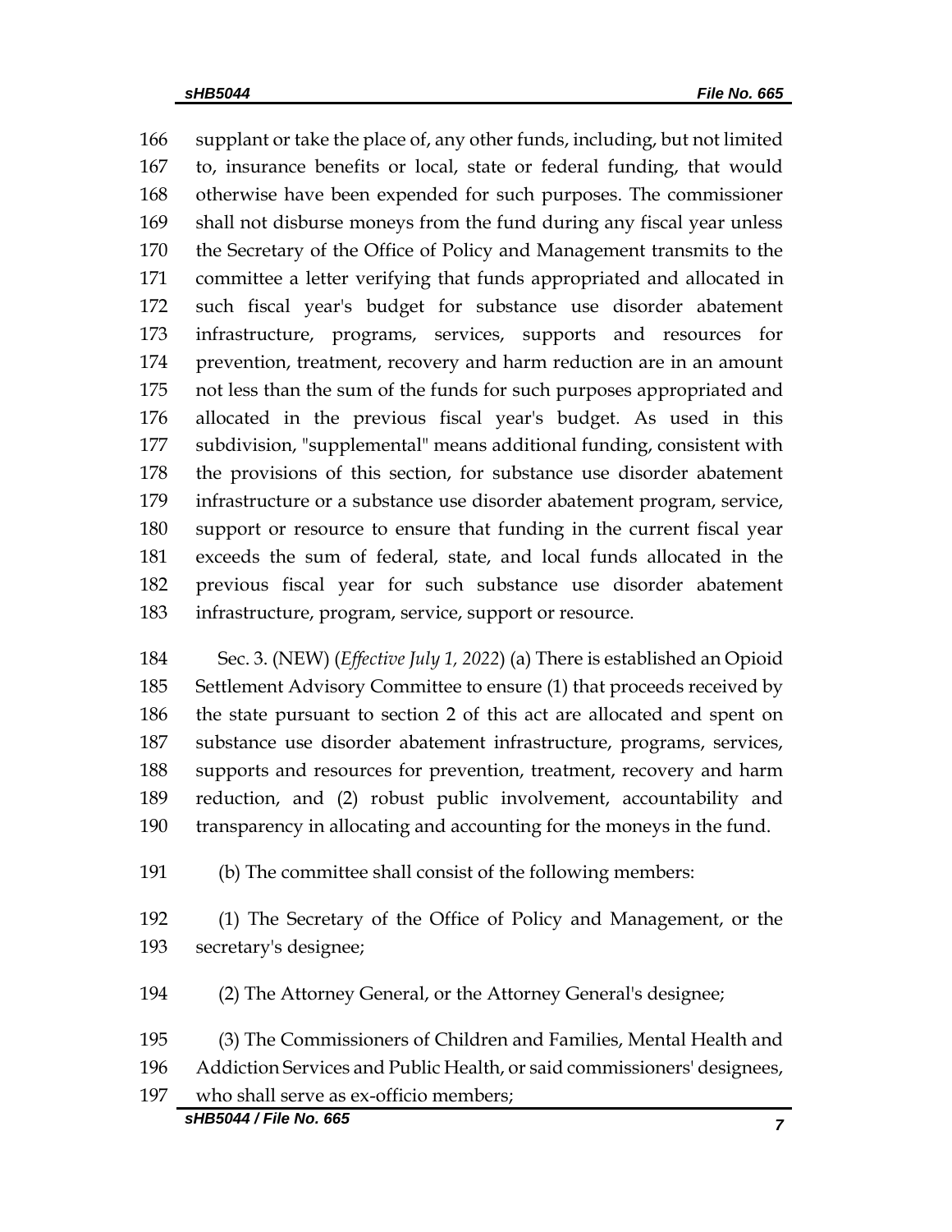supplant or take the place of, any other funds, including, but not limited to, insurance benefits or local, state or federal funding, that would otherwise have been expended for such purposes. The commissioner shall not disburse moneys from the fund during any fiscal year unless the Secretary of the Office of Policy and Management transmits to the committee a letter verifying that funds appropriated and allocated in such fiscal year's budget for substance use disorder abatement infrastructure, programs, services, supports and resources for prevention, treatment, recovery and harm reduction are in an amount not less than the sum of the funds for such purposes appropriated and allocated in the previous fiscal year's budget. As used in this subdivision, "supplemental" means additional funding, consistent with the provisions of this section, for substance use disorder abatement infrastructure or a substance use disorder abatement program, service, support or resource to ensure that funding in the current fiscal year exceeds the sum of federal, state, and local funds allocated in the previous fiscal year for such substance use disorder abatement infrastructure, program, service, support or resource.

Sec. 3. (NEW) (*Effective July 1, 2022*) (a) There is established an Opioid Settlement Advisory Committee to ensure (1) that proceeds received by the state pursuant to section 2 of this act are allocated and spent on substance use disorder abatement infrastructure, programs, services, supports and resources for prevention, treatment, recovery and harm reduction, and (2) robust public involvement, accountability and transparency in allocating and accounting for the moneys in the fund.

(b) The committee shall consist of the following members:

(1) The Secretary of the Office of Policy and Management, or the secretary's designee;

(2) The Attorney General, or the Attorney General's designee;

(3) The Commissioners of Children and Families, Mental Health and Addiction Services and Public Health, or said commissioners' designees, who shall serve as ex-officio members;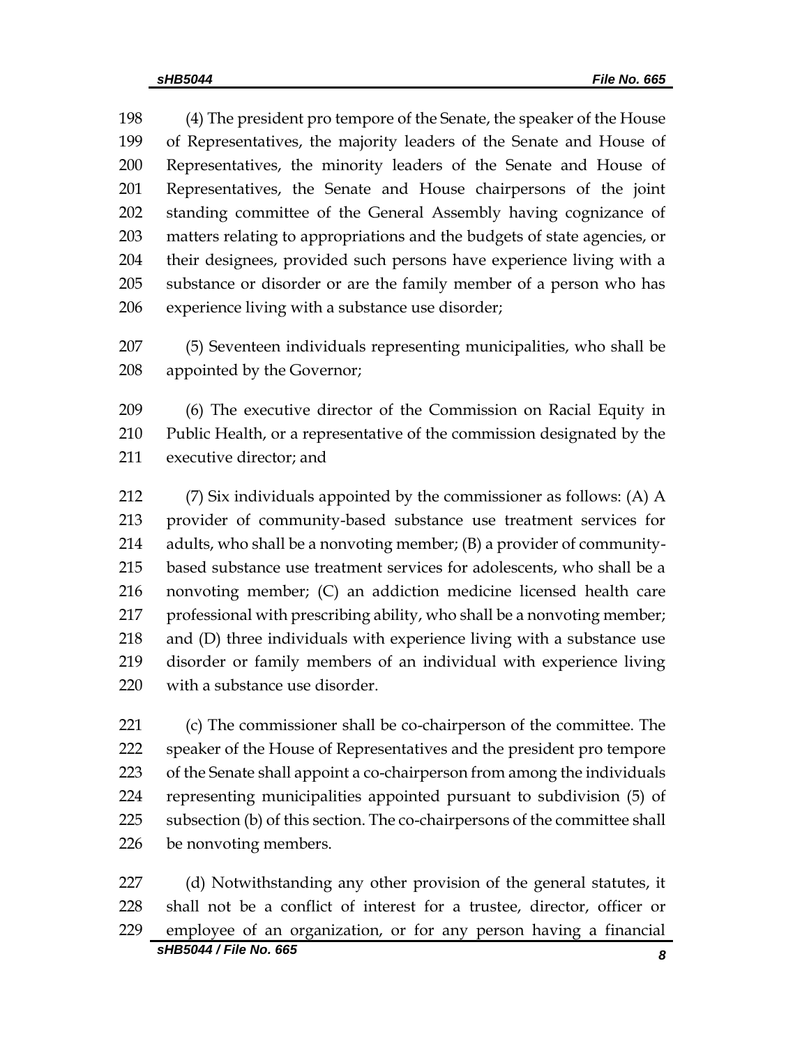(4) The president pro tempore of the Senate, the speaker of the House of Representatives, the majority leaders of the Senate and House of Representatives, the minority leaders of the Senate and House of Representatives, the Senate and House chairpersons of the joint standing committee of the General Assembly having cognizance of matters relating to appropriations and the budgets of state agencies, or their designees, provided such persons have experience living with a substance or disorder or are the family member of a person who has experience living with a substance use disorder;

(5) Seventeen individuals representing municipalities, who shall be appointed by the Governor;

(6) The executive director of the Commission on Racial Equity in Public Health, or a representative of the commission designated by the executive director; and

(7) Six individuals appointed by the commissioner as follows: (A) A provider of community-based substance use treatment services for adults, who shall be a nonvoting member; (B) a provider of community-based substance use treatment services for adolescents, who shall be a nonvoting member; (C) an addiction medicine licensed health care professional with prescribing ability, who shall be a nonvoting member; and (D) three individuals with experience living with a substance use disorder or family members of an individual with experience living with a substance use disorder.

(c) The commissioner shall be co-chairperson of the committee. The speaker of the House of Representatives and the president pro tempore of the Senate shall appoint a co-chairperson from among the individuals representing municipalities appointed pursuant to subdivision (5) of subsection (b) of this section. The co-chairpersons of the committee shall be nonvoting members.

(d) Notwithstanding any other provision of the general statutes, it shall not be a conflict of interest for a trustee, director, officer or employee of an organization, or for any person having a financial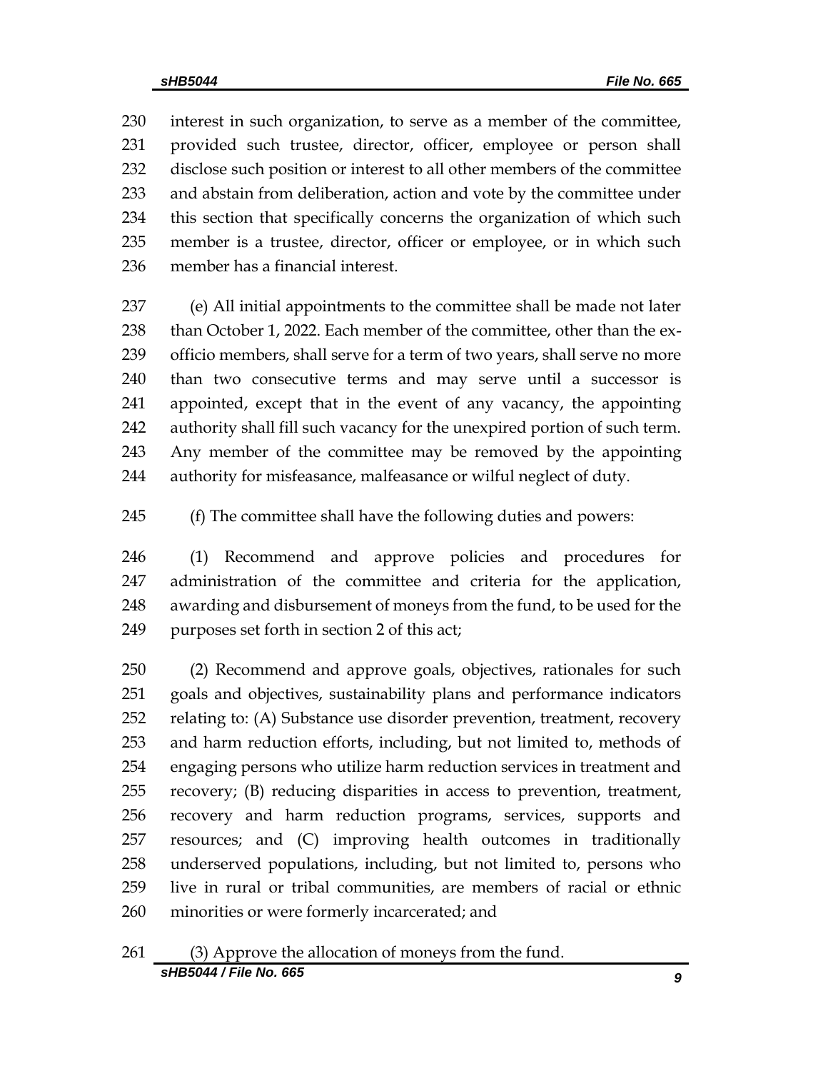230 interest in such organization, to serve as a member of the committee,
231 provided such trustee, director, officer, employee or person shall
232 disclose such position or interest to all other members of the committee
233 and abstain from deliberation, action and vote by the committee under
234 this section that specifically concerns the organization of which such
235 member is a trustee, director, officer or employee, or in which such
236 member has a financial interest.

237 (e) All initial appointments to the committee shall be made not later
238 than October 1, 2022. Each member of the committee, other than the ex-
239 officio members, shall serve for a term of two years, shall serve no more
240 than two consecutive terms and may serve until a successor is
241 appointed, except that in the event of any vacancy, the appointing
242 authority shall fill such vacancy for the unexpired portion of such term.
243 Any member of the committee may be removed by the appointing
244 authority for misfeasance, malfeasance or wilful neglect of duty.

245 (f) The committee shall have the following duties and powers:

246 (1) Recommend and approve policies and procedures for
247 administration of the committee and criteria for the application,
248 awarding and disbursement of moneys from the fund, to be used for the
249 purposes set forth in section 2 of this act;

250 (2) Recommend and approve goals, objectives, rationales for such
251 goals and objectives, sustainability plans and performance indicators
252 relating to: (A) Substance use disorder prevention, treatment, recovery
253 and harm reduction efforts, including, but not limited to, methods of
254 engaging persons who utilize harm reduction services in treatment and
255 recovery; (B) reducing disparities in access to prevention, treatment,
256 recovery and harm reduction programs, services, supports and
257 resources; and (C) improving health outcomes in traditionally
258 underserved populations, including, but not limited to, persons who
259 live in rural or tribal communities, are members of racial or ethnic
260 minorities or were formerly incarcerated; and

261 (3) Approve the allocation of moneys from the fund.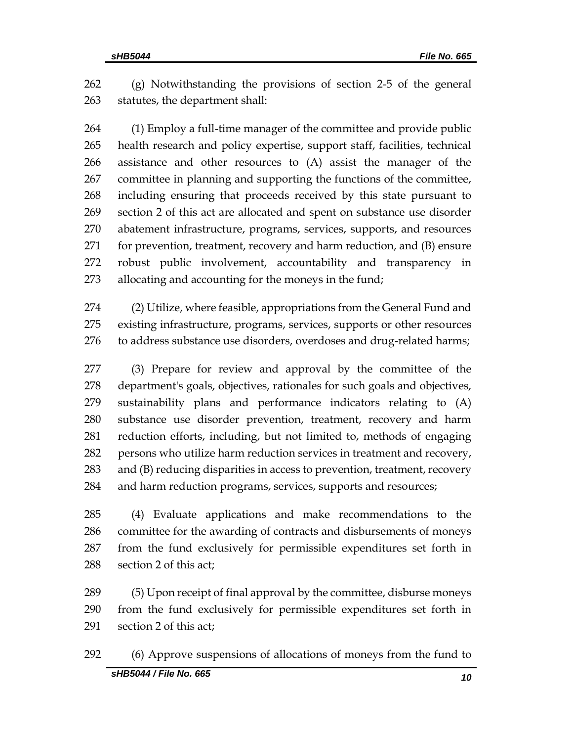(g) Notwithstanding the provisions of section 2-5 of the general statutes, the department shall:

(1) Employ a full-time manager of the committee and provide public health research and policy expertise, support staff, facilities, technical assistance and other resources to (A) assist the manager of the committee in planning and supporting the functions of the committee, including ensuring that proceeds received by this state pursuant to section 2 of this act are allocated and spent on substance use disorder abatement infrastructure, programs, services, supports, and resources for prevention, treatment, recovery and harm reduction, and (B) ensure robust public involvement, accountability and transparency in allocating and accounting for the moneys in the fund;

(2) Utilize, where feasible, appropriations from the General Fund and existing infrastructure, programs, services, supports or other resources to address substance use disorders, overdoses and drug-related harms;

(3) Prepare for review and approval by the committee of the department's goals, objectives, rationales for such goals and objectives, sustainability plans and performance indicators relating to (A) substance use disorder prevention, treatment, recovery and harm reduction efforts, including, but not limited to, methods of engaging persons who utilize harm reduction services in treatment and recovery, and (B) reducing disparities in access to prevention, treatment, recovery and harm reduction programs, services, supports and resources;

(4) Evaluate applications and make recommendations to the committee for the awarding of contracts and disbursements of moneys from the fund exclusively for permissible expenditures set forth in section 2 of this act;

(5) Upon receipt of final approval by the committee, disburse moneys from the fund exclusively for permissible expenditures set forth in section 2 of this act;

(6) Approve suspensions of allocations of moneys from the fund to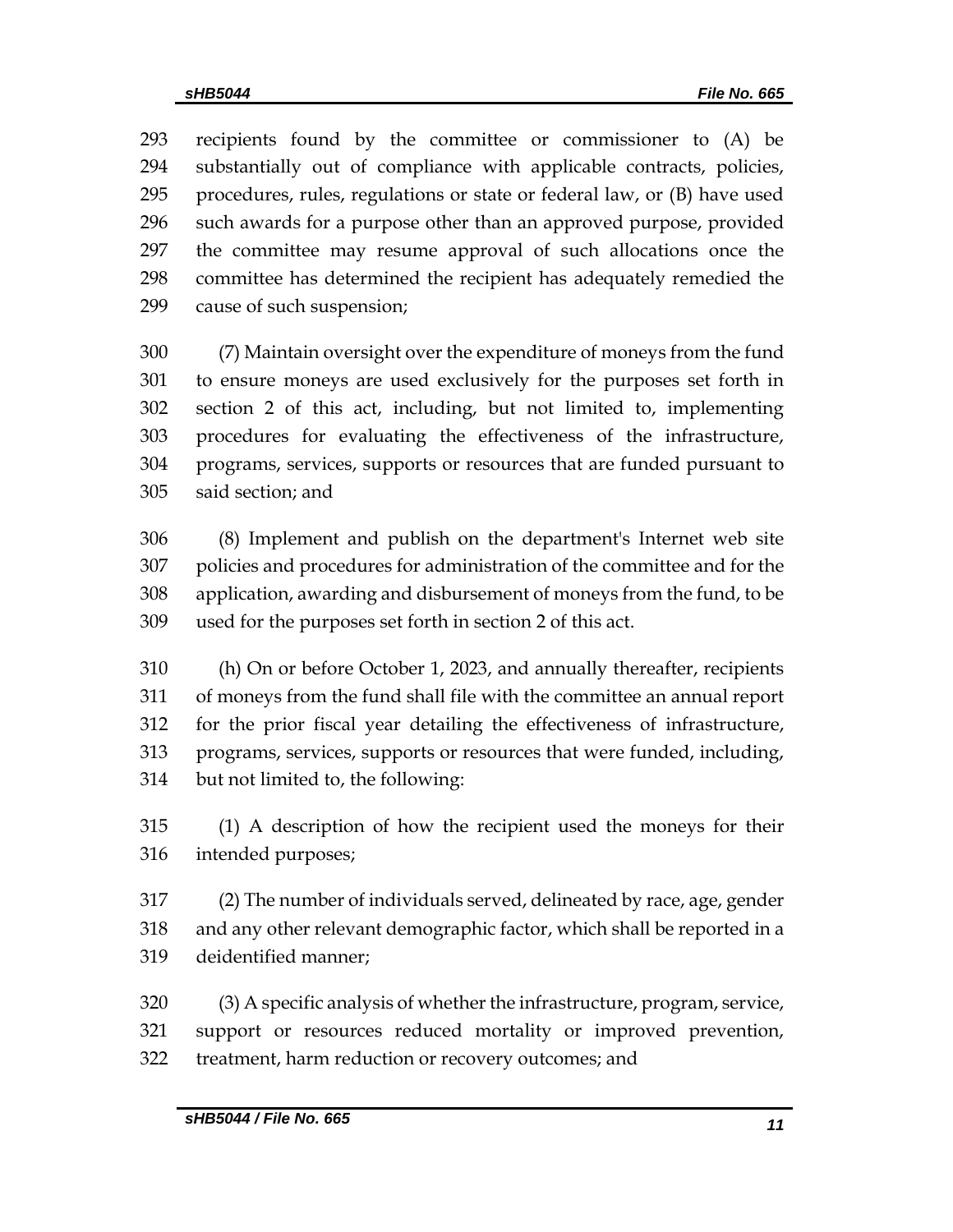recipients found by the committee or commissioner to (A) be substantially out of compliance with applicable contracts, policies, procedures, rules, regulations or state or federal law, or (B) have used such awards for a purpose other than an approved purpose, provided the committee may resume approval of such allocations once the committee has determined the recipient has adequately remedied the cause of such suspension;

(7) Maintain oversight over the expenditure of moneys from the fund to ensure moneys are used exclusively for the purposes set forth in section 2 of this act, including, but not limited to, implementing procedures for evaluating the effectiveness of the infrastructure, programs, services, supports or resources that are funded pursuant to said section; and

(8) Implement and publish on the department's Internet web site policies and procedures for administration of the committee and for the application, awarding and disbursement of moneys from the fund, to be used for the purposes set forth in section 2 of this act.

(h) On or before October 1, 2023, and annually thereafter, recipients of moneys from the fund shall file with the committee an annual report for the prior fiscal year detailing the effectiveness of infrastructure, programs, services, supports or resources that were funded, including, but not limited to, the following:

(1) A description of how the recipient used the moneys for their intended purposes;

(2) The number of individuals served, delineated by race, age, gender and any other relevant demographic factor, which shall be reported in a deidentified manner;

(3) A specific analysis of whether the infrastructure, program, service, support or resources reduced mortality or improved prevention, treatment, harm reduction or recovery outcomes; and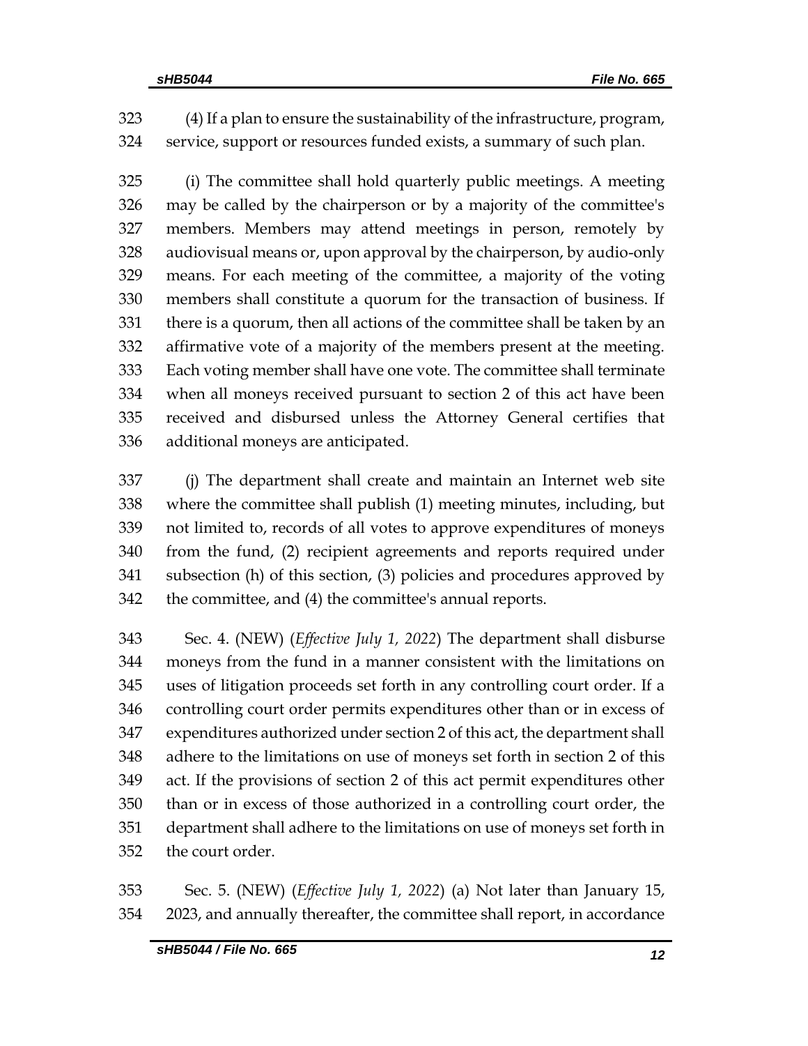(4) If a plan to ensure the sustainability of the infrastructure, program, service, support or resources funded exists, a summary of such plan.

(i) The committee shall hold quarterly public meetings. A meeting may be called by the chairperson or by a majority of the committee's members. Members may attend meetings in person, remotely by audiovisual means or, upon approval by the chairperson, by audio-only means. For each meeting of the committee, a majority of the voting members shall constitute a quorum for the transaction of business. If there is a quorum, then all actions of the committee shall be taken by an affirmative vote of a majority of the members present at the meeting. Each voting member shall have one vote. The committee shall terminate when all moneys received pursuant to section 2 of this act have been received and disbursed unless the Attorney General certifies that additional moneys are anticipated.

(j) The department shall create and maintain an Internet web site where the committee shall publish (1) meeting minutes, including, but not limited to, records of all votes to approve expenditures of moneys from the fund, (2) recipient agreements and reports required under subsection (h) of this section, (3) policies and procedures approved by the committee, and (4) the committee's annual reports.

Sec. 4. (NEW) (*Effective July 1, 2022*) The department shall disburse moneys from the fund in a manner consistent with the limitations on uses of litigation proceeds set forth in any controlling court order. If a controlling court order permits expenditures other than or in excess of expenditures authorized under section 2 of this act, the department shall adhere to the limitations on use of moneys set forth in section 2 of this act. If the provisions of section 2 of this act permit expenditures other than or in excess of those authorized in a controlling court order, the department shall adhere to the limitations on use of moneys set forth in the court order.

Sec. 5. (NEW) (*Effective July 1, 2022*) (a) Not later than January 15, 2023, and annually thereafter, the committee shall report, in accordance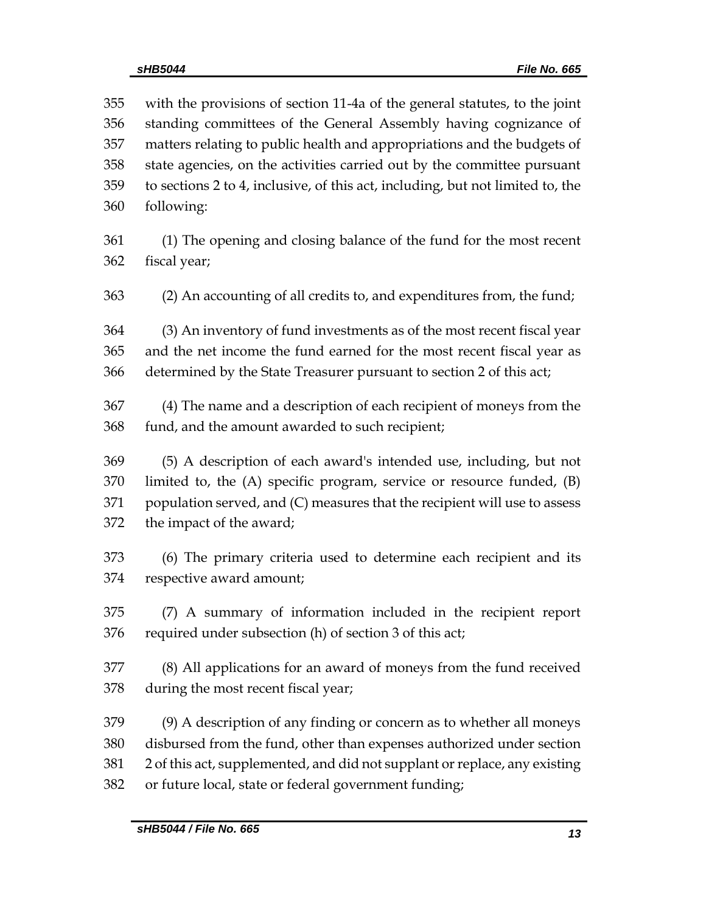with the provisions of section 11-4a of the general statutes, to the joint standing committees of the General Assembly having cognizance of matters relating to public health and appropriations and the budgets of state agencies, on the activities carried out by the committee pursuant to sections 2 to 4, inclusive, of this act, including, but not limited to, the following:

(1) The opening and closing balance of the fund for the most recent fiscal year;

(2) An accounting of all credits to, and expenditures from, the fund;

(3) An inventory of fund investments as of the most recent fiscal year and the net income the fund earned for the most recent fiscal year as determined by the State Treasurer pursuant to section 2 of this act;

(4) The name and a description of each recipient of moneys from the fund, and the amount awarded to such recipient;

(5) A description of each award's intended use, including, but not limited to, the (A) specific program, service or resource funded, (B) population served, and (C) measures that the recipient will use to assess the impact of the award;

(6) The primary criteria used to determine each recipient and its respective award amount;

(7) A summary of information included in the recipient report required under subsection (h) of section 3 of this act;

(8) All applications for an award of moneys from the fund received during the most recent fiscal year;

(9) A description of any finding or concern as to whether all moneys disbursed from the fund, other than expenses authorized under section 2 of this act, supplemented, and did not supplant or replace, any existing or future local, state or federal government funding;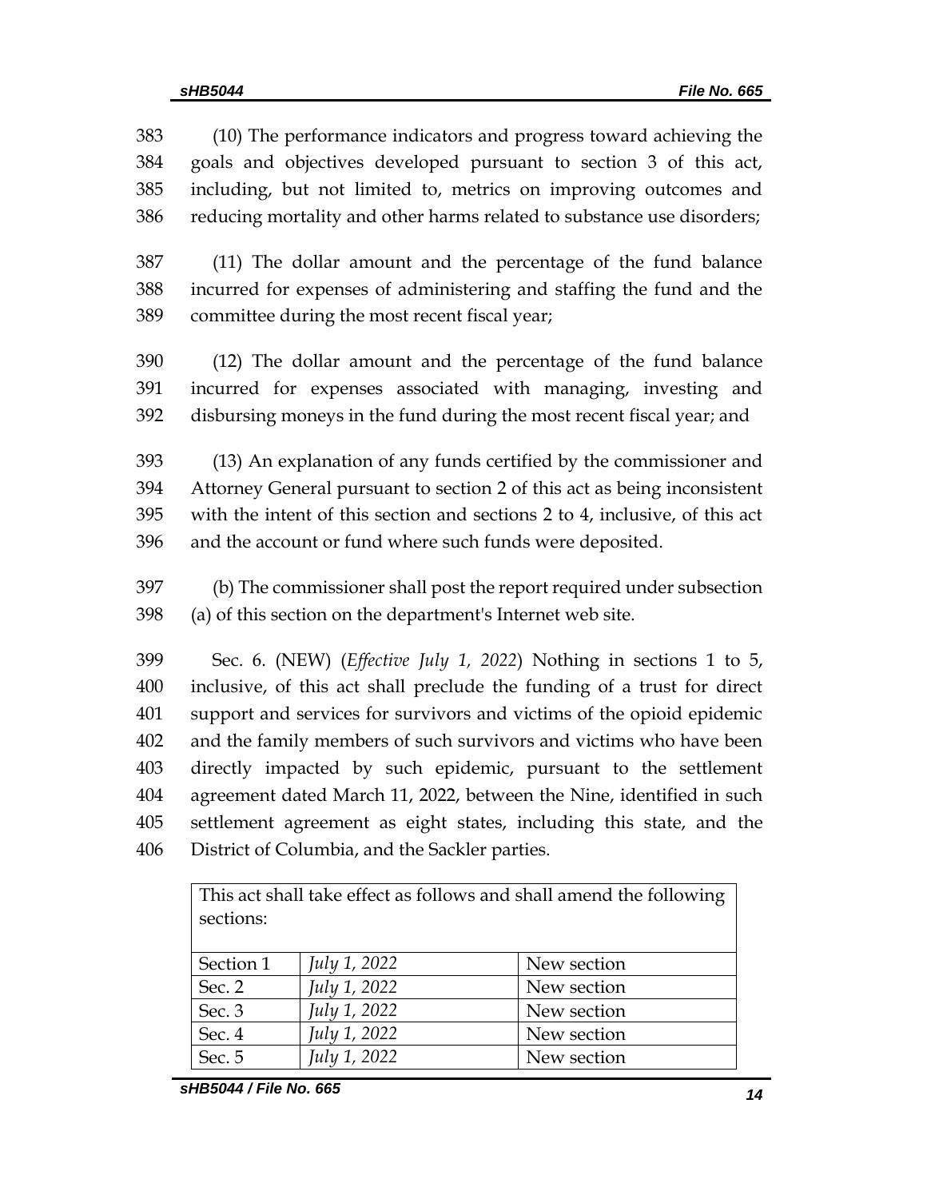(10) The performance indicators and progress toward achieving the goals and objectives developed pursuant to section 3 of this act, including, but not limited to, metrics on improving outcomes and reducing mortality and other harms related to substance use disorders;

(11) The dollar amount and the percentage of the fund balance incurred for expenses of administering and staffing the fund and the committee during the most recent fiscal year;

(12) The dollar amount and the percentage of the fund balance incurred for expenses associated with managing, investing and disbursing moneys in the fund during the most recent fiscal year; and

(13) An explanation of any funds certified by the commissioner and Attorney General pursuant to section 2 of this act as being inconsistent with the intent of this section and sections 2 to 4, inclusive, of this act and the account or fund where such funds were deposited.

(b) The commissioner shall post the report required under subsection (a) of this section on the department's Internet web site.

Sec. 6. (NEW) (*Effective July 1, 2022*) Nothing in sections 1 to 5, inclusive, of this act shall preclude the funding of a trust for direct support and services for survivors and victims of the opioid epidemic and the family members of such survivors and victims who have been directly impacted by such epidemic, pursuant to the settlement agreement dated March 11, 2022, between the Nine, identified in such settlement agreement as eight states, including this state, and the District of Columbia, and the Sackler parties.

| This act shall take effect as follows and shall amend the following sections: | | |
|---|---|---|
| Section 1 | *July 1, 2022* | New section |
| Sec. 2 | *July 1, 2022* | New section |
| Sec. 3 | *July 1, 2022* | New section |
| Sec. 4 | *July 1, 2022* | New section |
| Sec. 5 | *July 1, 2022* | New section |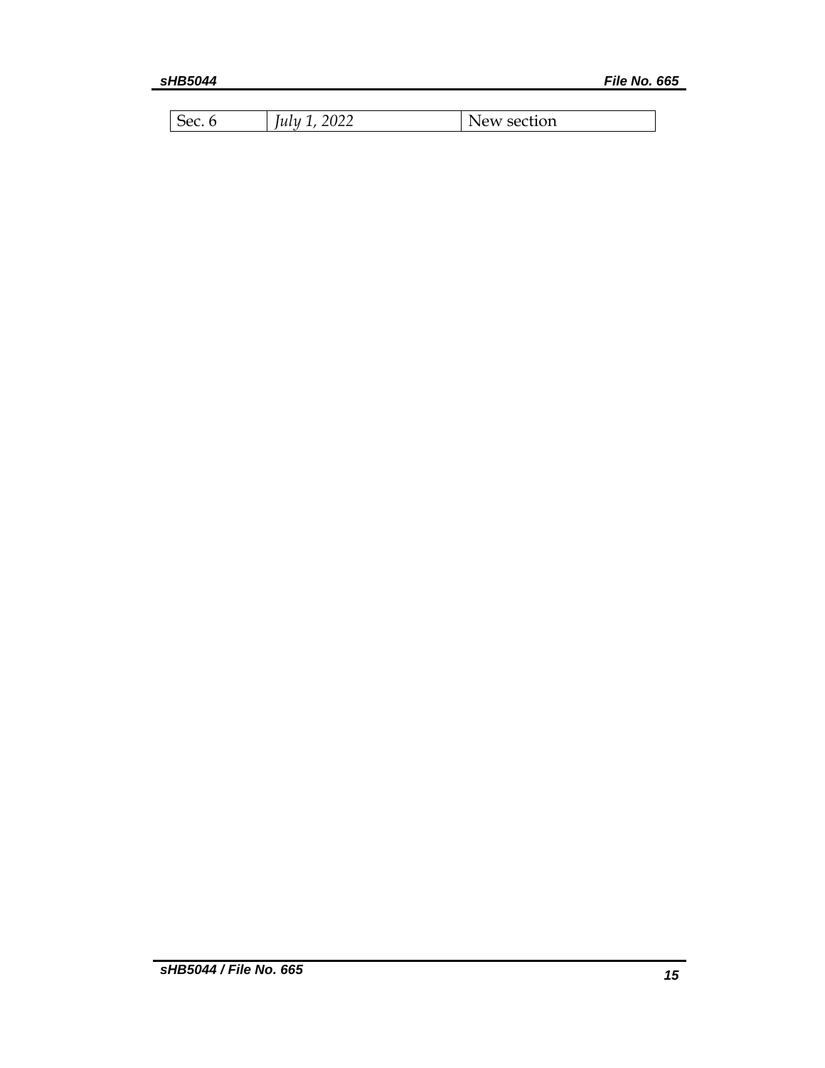| Sec. 6 | *July 1, 2022* | New section |
|---|---|---|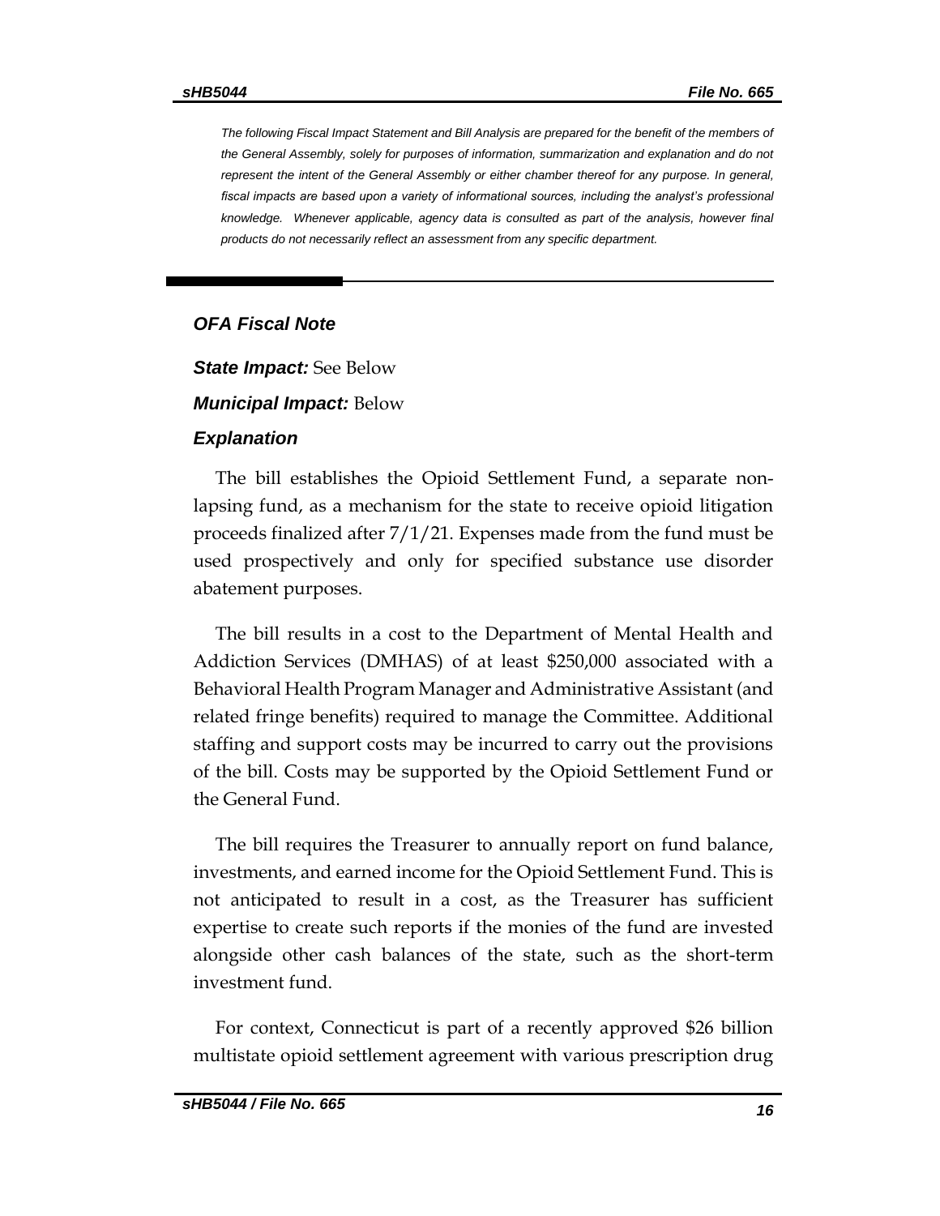*The following Fiscal Impact Statement and Bill Analysis are prepared for the benefit of the members of the General Assembly, solely for purposes of information, summarization and explanation and do not represent the intent of the General Assembly or either chamber thereof for any purpose. In general, fiscal impacts are based upon a variety of informational sources, including the analyst's professional knowledge. Whenever applicable, agency data is consulted as part of the analysis, however final products do not necessarily reflect an assessment from any specific department.*

## *OFA Fiscal Note*

***State Impact:*** See Below

***Municipal Impact:*** Below

### *Explanation*

The bill establishes the Opioid Settlement Fund, a separate non-lapsing fund, as a mechanism for the state to receive opioid litigation proceeds finalized after 7/1/21. Expenses made from the fund must be used prospectively and only for specified substance use disorder abatement purposes.

The bill results in a cost to the Department of Mental Health and Addiction Services (DMHAS) of at least $250,000 associated with a Behavioral Health Program Manager and Administrative Assistant (and related fringe benefits) required to manage the Committee. Additional staffing and support costs may be incurred to carry out the provisions of the bill. Costs may be supported by the Opioid Settlement Fund or the General Fund.

The bill requires the Treasurer to annually report on fund balance, investments, and earned income for the Opioid Settlement Fund. This is not anticipated to result in a cost, as the Treasurer has sufficient expertise to create such reports if the monies of the fund are invested alongside other cash balances of the state, such as the short-term investment fund.

For context, Connecticut is part of a recently approved $26 billion multistate opioid settlement agreement with various prescription drug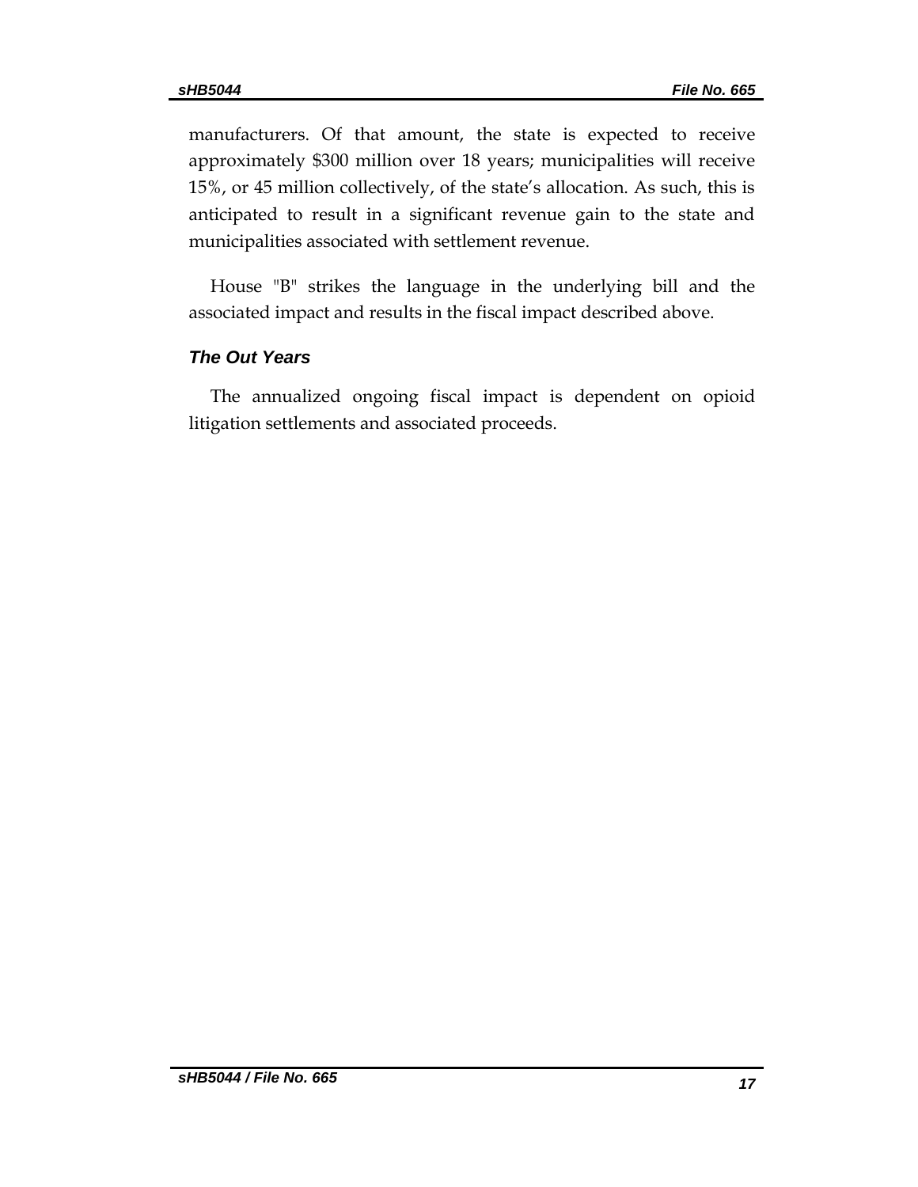manufacturers. Of that amount, the state is expected to receive approximately $300 million over 18 years; municipalities will receive 15%, or 45 million collectively, of the state's allocation. As such, this is anticipated to result in a significant revenue gain to the state and municipalities associated with settlement revenue.

House "B" strikes the language in the underlying bill and the associated impact and results in the fiscal impact described above.

### *The Out Years*

The annualized ongoing fiscal impact is dependent on opioid litigation settlements and associated proceeds.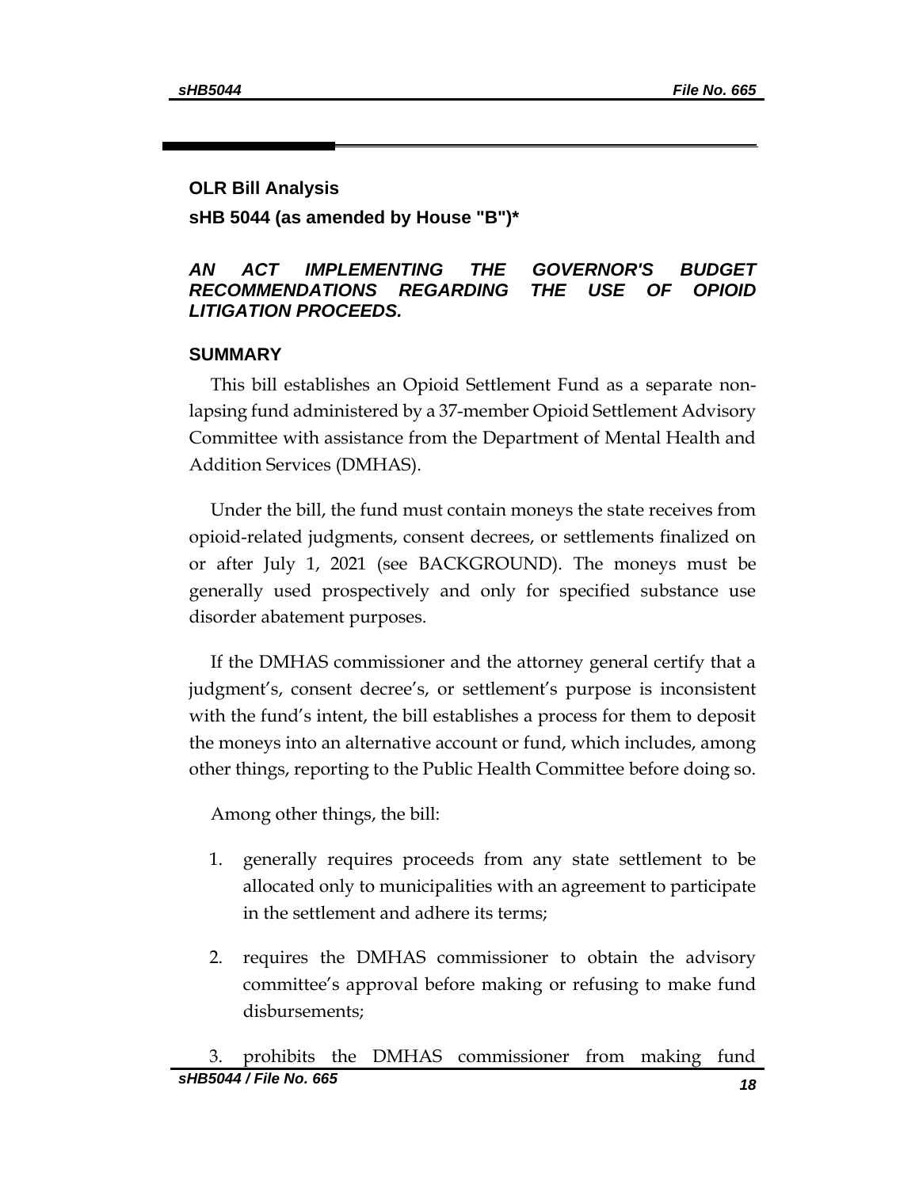**OLR Bill Analysis**

**sHB 5044 (as amended by House "B")***

***AN ACT IMPLEMENTING THE GOVERNOR'S BUDGET RECOMMENDATIONS REGARDING THE USE OF OPIOID LITIGATION PROCEEDS.***

**SUMMARY**

This bill establishes an Opioid Settlement Fund as a separate non-lapsing fund administered by a 37-member Opioid Settlement Advisory Committee with assistance from the Department of Mental Health and Addition Services (DMHAS).

Under the bill, the fund must contain moneys the state receives from opioid-related judgments, consent decrees, or settlements finalized on or after July 1, 2021 (see BACKGROUND). The moneys must be generally used prospectively and only for specified substance use disorder abatement purposes.

If the DMHAS commissioner and the attorney general certify that a judgment's, consent decree's, or settlement's purpose is inconsistent with the fund's intent, the bill establishes a process for them to deposit the moneys into an alternative account or fund, which includes, among other things, reporting to the Public Health Committee before doing so.

Among other things, the bill:

1. generally requires proceeds from any state settlement to be allocated only to municipalities with an agreement to participate in the settlement and adhere its terms;
2. requires the DMHAS commissioner to obtain the advisory committee's approval before making or refusing to make fund disbursements;
3. prohibits the DMHAS commissioner from making fund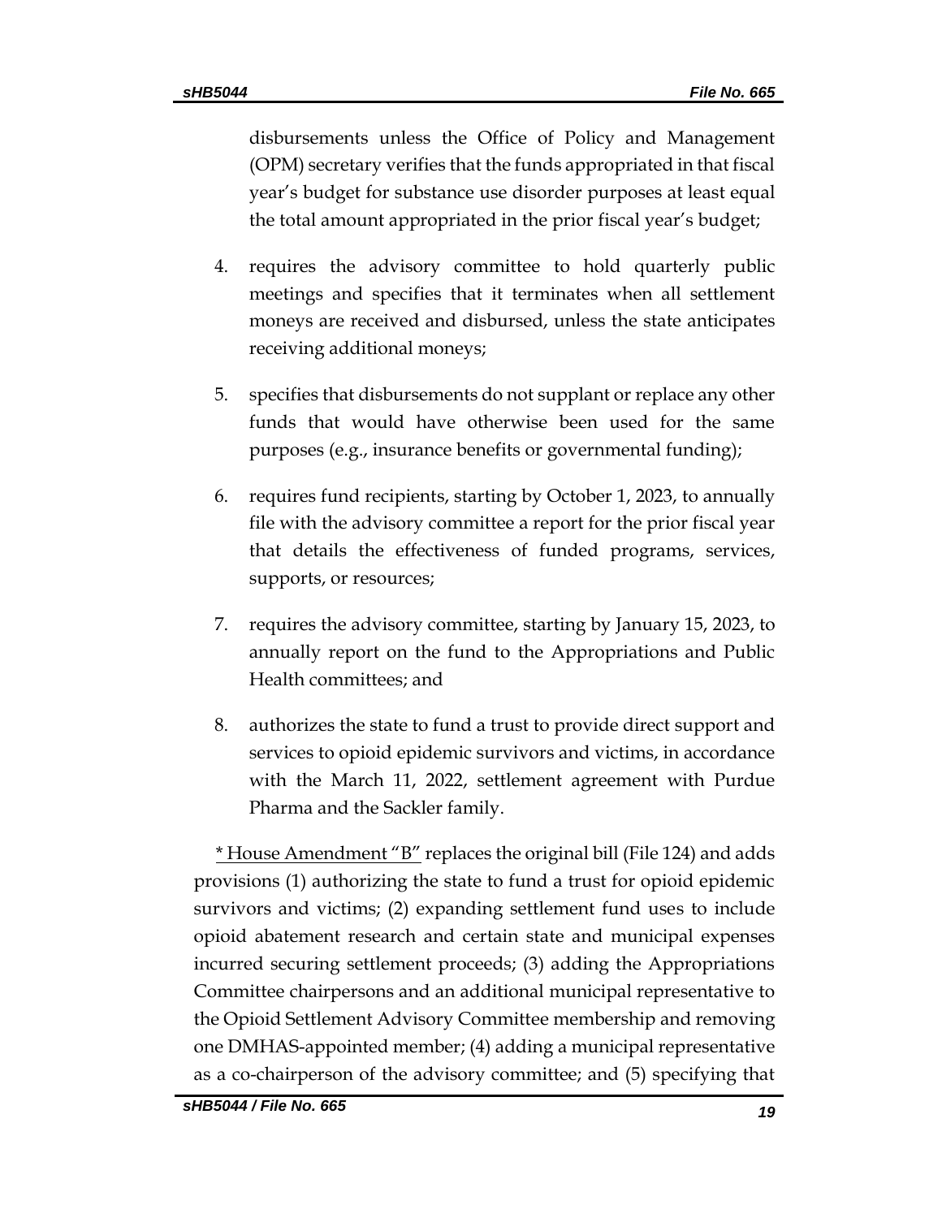disbursements unless the Office of Policy and Management (OPM) secretary verifies that the funds appropriated in that fiscal year's budget for substance use disorder purposes at least equal the total amount appropriated in the prior fiscal year's budget;

4. requires the advisory committee to hold quarterly public meetings and specifies that it terminates when all settlement moneys are received and disbursed, unless the state anticipates receiving additional moneys;

5. specifies that disbursements do not supplant or replace any other funds that would have otherwise been used for the same purposes (e.g., insurance benefits or governmental funding);

6. requires fund recipients, starting by October 1, 2023, to annually file with the advisory committee a report for the prior fiscal year that details the effectiveness of funded programs, services, supports, or resources;

7. requires the advisory committee, starting by January 15, 2023, to annually report on the fund to the Appropriations and Public Health committees; and

8. authorizes the state to fund a trust to provide direct support and services to opioid epidemic survivors and victims, in accordance with the March 11, 2022, settlement agreement with Purdue Pharma and the Sackler family.

<u>* House Amendment "B"</u> replaces the original bill (File 124) and adds provisions (1) authorizing the state to fund a trust for opioid epidemic survivors and victims; (2) expanding settlement fund uses to include opioid abatement research and certain state and municipal expenses incurred securing settlement proceeds; (3) adding the Appropriations Committee chairpersons and an additional municipal representative to the Opioid Settlement Advisory Committee membership and removing one DMHAS-appointed member; (4) adding a municipal representative as a co-chairperson of the advisory committee; and (5) specifying that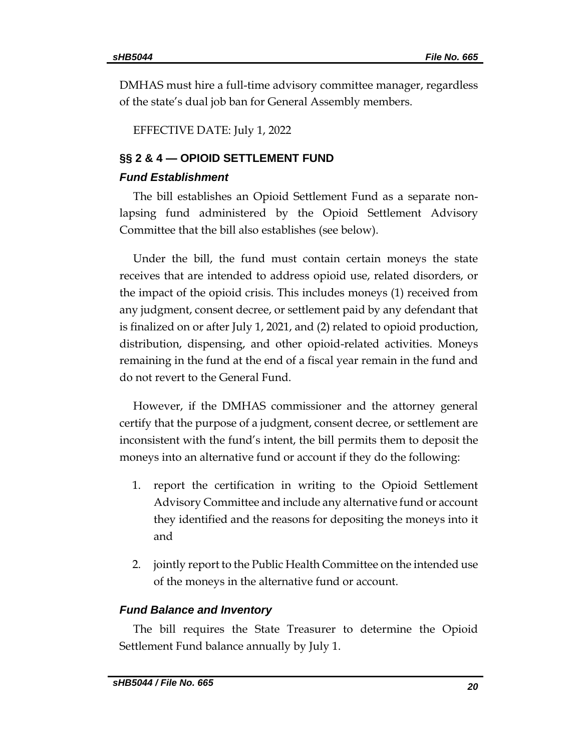DMHAS must hire a full-time advisory committee manager, regardless of the state's dual job ban for General Assembly members.

EFFECTIVE DATE: July 1, 2022

## §§ 2 & 4 — OPIOID SETTLEMENT FUND

### *Fund Establishment*

The bill establishes an Opioid Settlement Fund as a separate non-lapsing fund administered by the Opioid Settlement Advisory Committee that the bill also establishes (see below).

Under the bill, the fund must contain certain moneys the state receives that are intended to address opioid use, related disorders, or the impact of the opioid crisis. This includes moneys (1) received from any judgment, consent decree, or settlement paid by any defendant that is finalized on or after July 1, 2021, and (2) related to opioid production, distribution, dispensing, and other opioid-related activities. Moneys remaining in the fund at the end of a fiscal year remain in the fund and do not revert to the General Fund.

However, if the DMHAS commissioner and the attorney general certify that the purpose of a judgment, consent decree, or settlement are inconsistent with the fund's intent, the bill permits them to deposit the moneys into an alternative fund or account if they do the following:

1. report the certification in writing to the Opioid Settlement Advisory Committee and include any alternative fund or account they identified and the reasons for depositing the moneys into it and
2. jointly report to the Public Health Committee on the intended use of the moneys in the alternative fund or account.

### *Fund Balance and Inventory*

The bill requires the State Treasurer to determine the Opioid Settlement Fund balance annually by July 1.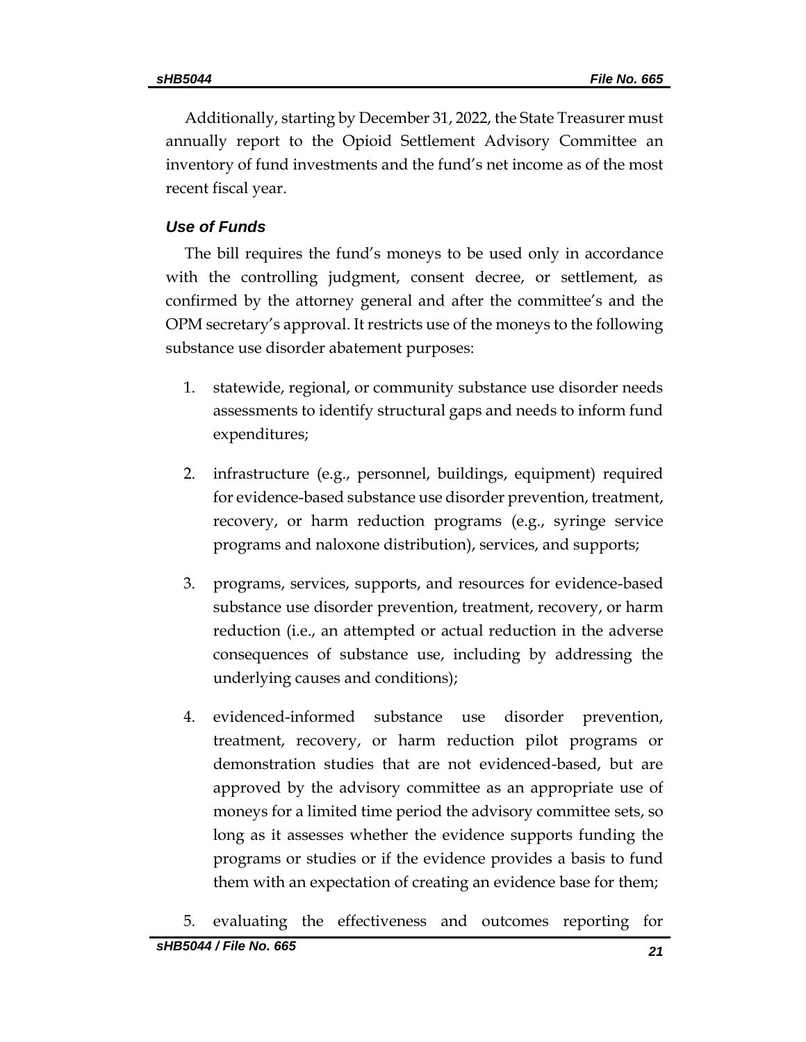Additionally, starting by December 31, 2022, the State Treasurer must annually report to the Opioid Settlement Advisory Committee an inventory of fund investments and the fund's net income as of the most recent fiscal year.

### *Use of Funds*

The bill requires the fund's moneys to be used only in accordance with the controlling judgment, consent decree, or settlement, as confirmed by the attorney general and after the committee's and the OPM secretary's approval. It restricts use of the moneys to the following substance use disorder abatement purposes:

1. statewide, regional, or community substance use disorder needs assessments to identify structural gaps and needs to inform fund expenditures;
2. infrastructure (e.g., personnel, buildings, equipment) required for evidence-based substance use disorder prevention, treatment, recovery, or harm reduction programs (e.g., syringe service programs and naloxone distribution), services, and supports;
3. programs, services, supports, and resources for evidence-based substance use disorder prevention, treatment, recovery, or harm reduction (i.e., an attempted or actual reduction in the adverse consequences of substance use, including by addressing the underlying causes and conditions);
4. evidenced-informed substance use disorder prevention, treatment, recovery, or harm reduction pilot programs or demonstration studies that are not evidenced-based, but are approved by the advisory committee as an appropriate use of moneys for a limited time period the advisory committee sets, so long as it assesses whether the evidence supports funding the programs or studies or if the evidence provides a basis to fund them with an expectation of creating an evidence base for them;
5. evaluating the effectiveness and outcomes reporting for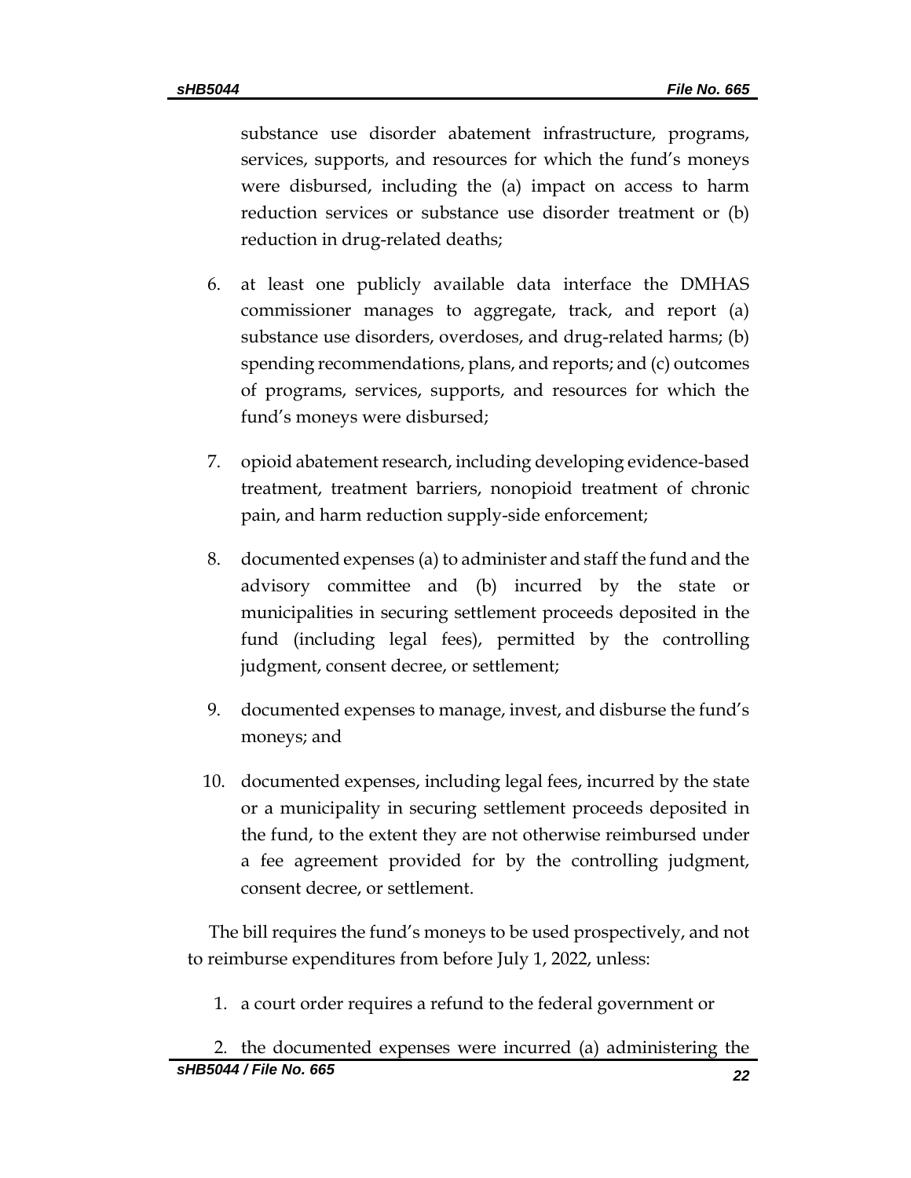substance use disorder abatement infrastructure, programs, services, supports, and resources for which the fund's moneys were disbursed, including the (a) impact on access to harm reduction services or substance use disorder treatment or (b) reduction in drug-related deaths;

6. at least one publicly available data interface the DMHAS commissioner manages to aggregate, track, and report (a) substance use disorders, overdoses, and drug-related harms; (b) spending recommendations, plans, and reports; and (c) outcomes of programs, services, supports, and resources for which the fund's moneys were disbursed;

7. opioid abatement research, including developing evidence-based treatment, treatment barriers, nonopioid treatment of chronic pain, and harm reduction supply-side enforcement;

8. documented expenses (a) to administer and staff the fund and the advisory committee and (b) incurred by the state or municipalities in securing settlement proceeds deposited in the fund (including legal fees), permitted by the controlling judgment, consent decree, or settlement;

9. documented expenses to manage, invest, and disburse the fund's moneys; and

10. documented expenses, including legal fees, incurred by the state or a municipality in securing settlement proceeds deposited in the fund, to the extent they are not otherwise reimbursed under a fee agreement provided for by the controlling judgment, consent decree, or settlement.

The bill requires the fund's moneys to be used prospectively, and not to reimburse expenditures from before July 1, 2022, unless:

1. a court order requires a refund to the federal government or

2. the documented expenses were incurred (a) administering the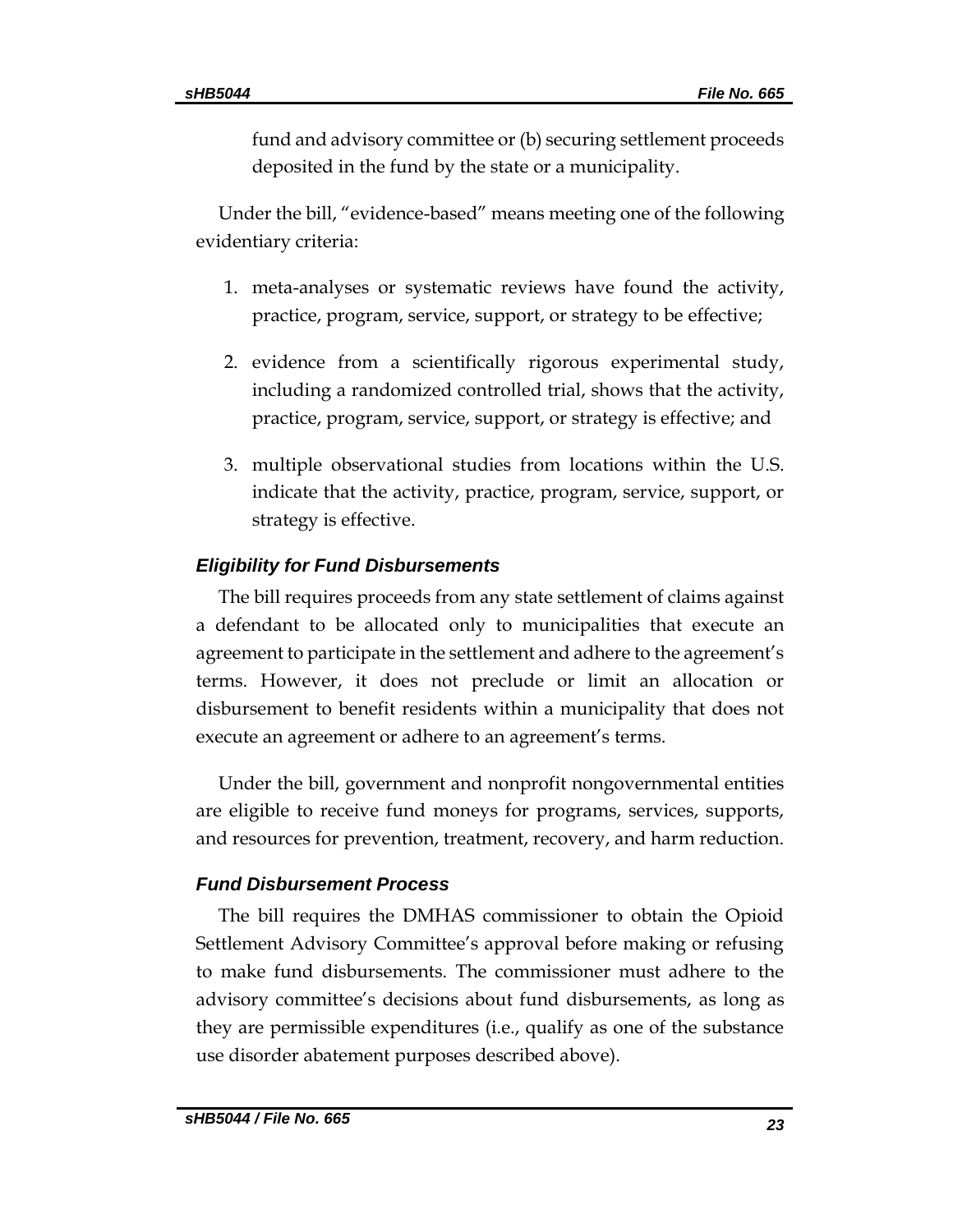fund and advisory committee or (b) securing settlement proceeds deposited in the fund by the state or a municipality.

Under the bill, "evidence-based" means meeting one of the following evidentiary criteria:

1. meta-analyses or systematic reviews have found the activity, practice, program, service, support, or strategy to be effective;
2. evidence from a scientifically rigorous experimental study, including a randomized controlled trial, shows that the activity, practice, program, service, support, or strategy is effective; and
3. multiple observational studies from locations within the U.S. indicate that the activity, practice, program, service, support, or strategy is effective.

### *Eligibility for Fund Disbursements*

The bill requires proceeds from any state settlement of claims against a defendant to be allocated only to municipalities that execute an agreement to participate in the settlement and adhere to the agreement's terms. However, it does not preclude or limit an allocation or disbursement to benefit residents within a municipality that does not execute an agreement or adhere to an agreement's terms.

Under the bill, government and nonprofit nongovernmental entities are eligible to receive fund moneys for programs, services, supports, and resources for prevention, treatment, recovery, and harm reduction.

### *Fund Disbursement Process*

The bill requires the DMHAS commissioner to obtain the Opioid Settlement Advisory Committee's approval before making or refusing to make fund disbursements. The commissioner must adhere to the advisory committee's decisions about fund disbursements, as long as they are permissible expenditures (i.e., qualify as one of the substance use disorder abatement purposes described above).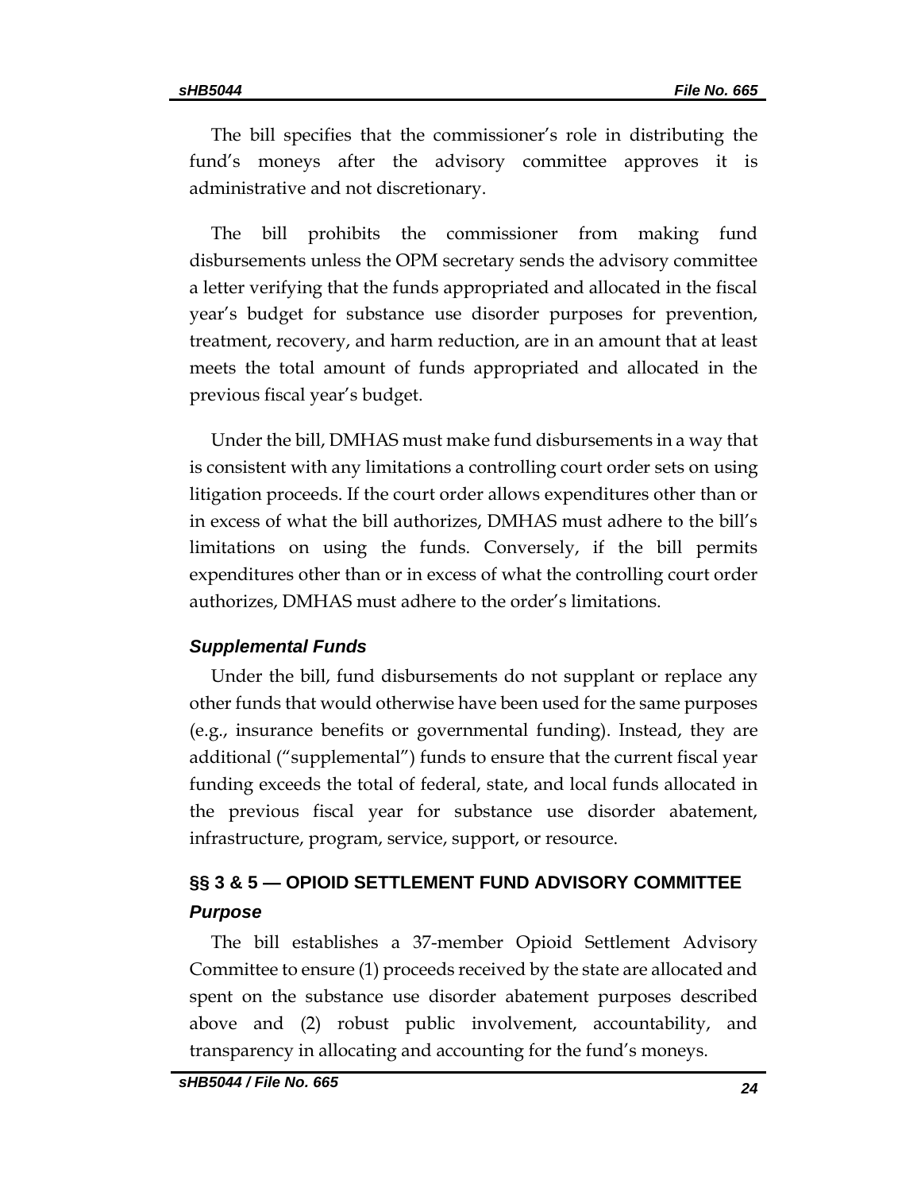The bill specifies that the commissioner's role in distributing the fund's moneys after the advisory committee approves it is administrative and not discretionary.

The bill prohibits the commissioner from making fund disbursements unless the OPM secretary sends the advisory committee a letter verifying that the funds appropriated and allocated in the fiscal year's budget for substance use disorder purposes for prevention, treatment, recovery, and harm reduction, are in an amount that at least meets the total amount of funds appropriated and allocated in the previous fiscal year's budget.

Under the bill, DMHAS must make fund disbursements in a way that is consistent with any limitations a controlling court order sets on using litigation proceeds. If the court order allows expenditures other than or in excess of what the bill authorizes, DMHAS must adhere to the bill's limitations on using the funds. Conversely, if the bill permits expenditures other than or in excess of what the controlling court order authorizes, DMHAS must adhere to the order's limitations.

### *Supplemental Funds*

Under the bill, fund disbursements do not supplant or replace any other funds that would otherwise have been used for the same purposes (e.g., insurance benefits or governmental funding). Instead, they are additional ("supplemental") funds to ensure that the current fiscal year funding exceeds the total of federal, state, and local funds allocated in the previous fiscal year for substance use disorder abatement, infrastructure, program, service, support, or resource.

## §§ 3 & 5 — OPIOID SETTLEMENT FUND ADVISORY COMMITTEE

### *Purpose*

The bill establishes a 37-member Opioid Settlement Advisory Committee to ensure (1) proceeds received by the state are allocated and spent on the substance use disorder abatement purposes described above and (2) robust public involvement, accountability, and transparency in allocating and accounting for the fund's moneys.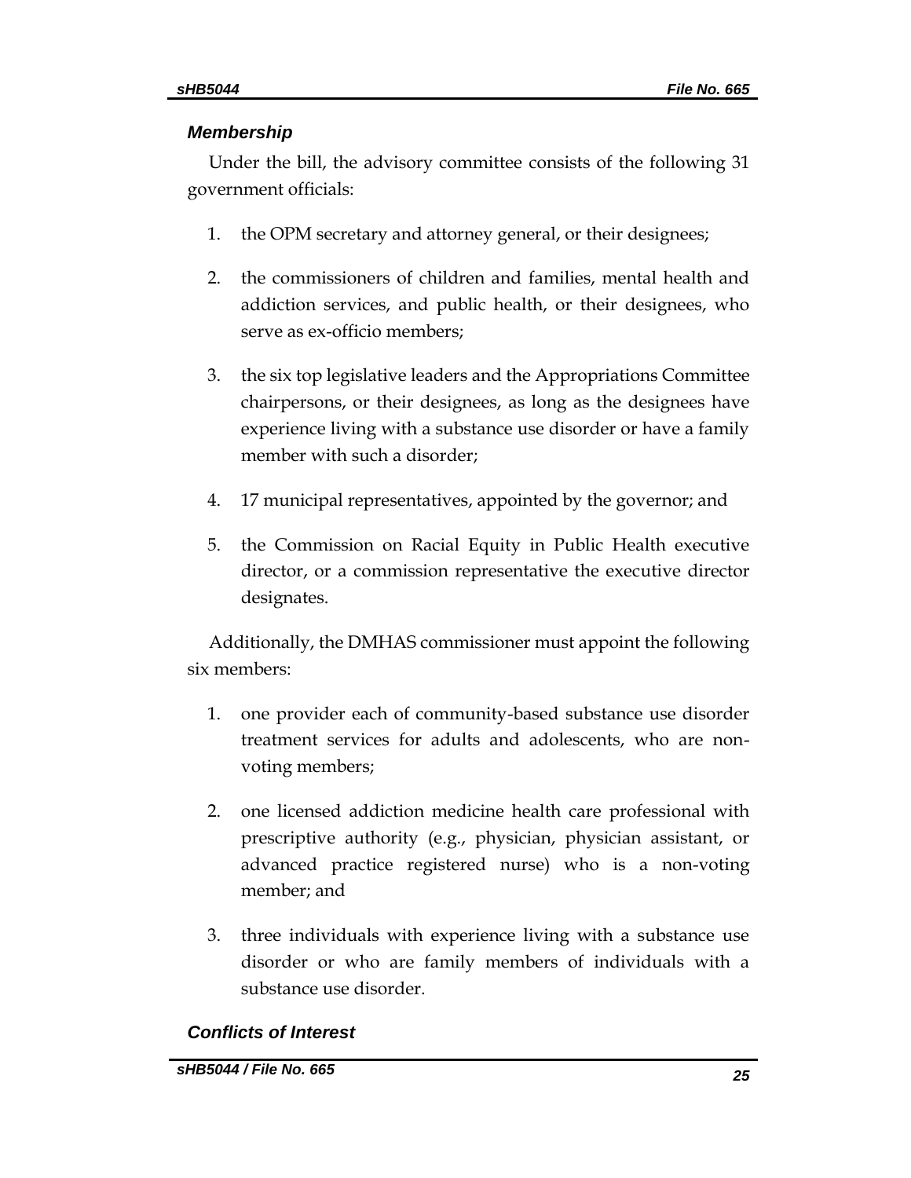### *Membership*

Under the bill, the advisory committee consists of the following 31 government officials:

1. the OPM secretary and attorney general, or their designees;
2. the commissioners of children and families, mental health and addiction services, and public health, or their designees, who serve as ex-officio members;
3. the six top legislative leaders and the Appropriations Committee chairpersons, or their designees, as long as the designees have experience living with a substance use disorder or have a family member with such a disorder;
4. 17 municipal representatives, appointed by the governor; and
5. the Commission on Racial Equity in Public Health executive director, or a commission representative the executive director designates.

Additionally, the DMHAS commissioner must appoint the following six members:

1. one provider each of community-based substance use disorder treatment services for adults and adolescents, who are non-voting members;
2. one licensed addiction medicine health care professional with prescriptive authority (e.g., physician, physician assistant, or advanced practice registered nurse) who is a non-voting member; and
3. three individuals with experience living with a substance use disorder or who are family members of individuals with a substance use disorder.

### *Conflicts of Interest*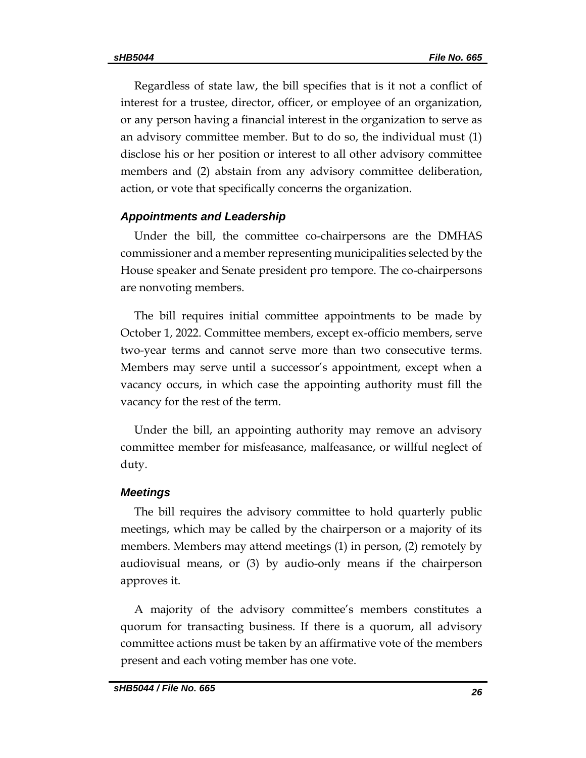Regardless of state law, the bill specifies that is it not a conflict of interest for a trustee, director, officer, or employee of an organization, or any person having a financial interest in the organization to serve as an advisory committee member. But to do so, the individual must (1) disclose his or her position or interest to all other advisory committee members and (2) abstain from any advisory committee deliberation, action, or vote that specifically concerns the organization.

### *Appointments and Leadership*

Under the bill, the committee co-chairpersons are the DMHAS commissioner and a member representing municipalities selected by the House speaker and Senate president pro tempore. The co-chairpersons are nonvoting members.

The bill requires initial committee appointments to be made by October 1, 2022. Committee members, except ex-officio members, serve two-year terms and cannot serve more than two consecutive terms. Members may serve until a successor's appointment, except when a vacancy occurs, in which case the appointing authority must fill the vacancy for the rest of the term.

Under the bill, an appointing authority may remove an advisory committee member for misfeasance, malfeasance, or willful neglect of duty.

### *Meetings*

The bill requires the advisory committee to hold quarterly public meetings, which may be called by the chairperson or a majority of its members. Members may attend meetings (1) in person, (2) remotely by audiovisual means, or (3) by audio-only means if the chairperson approves it.

A majority of the advisory committee's members constitutes a quorum for transacting business. If there is a quorum, all advisory committee actions must be taken by an affirmative vote of the members present and each voting member has one vote.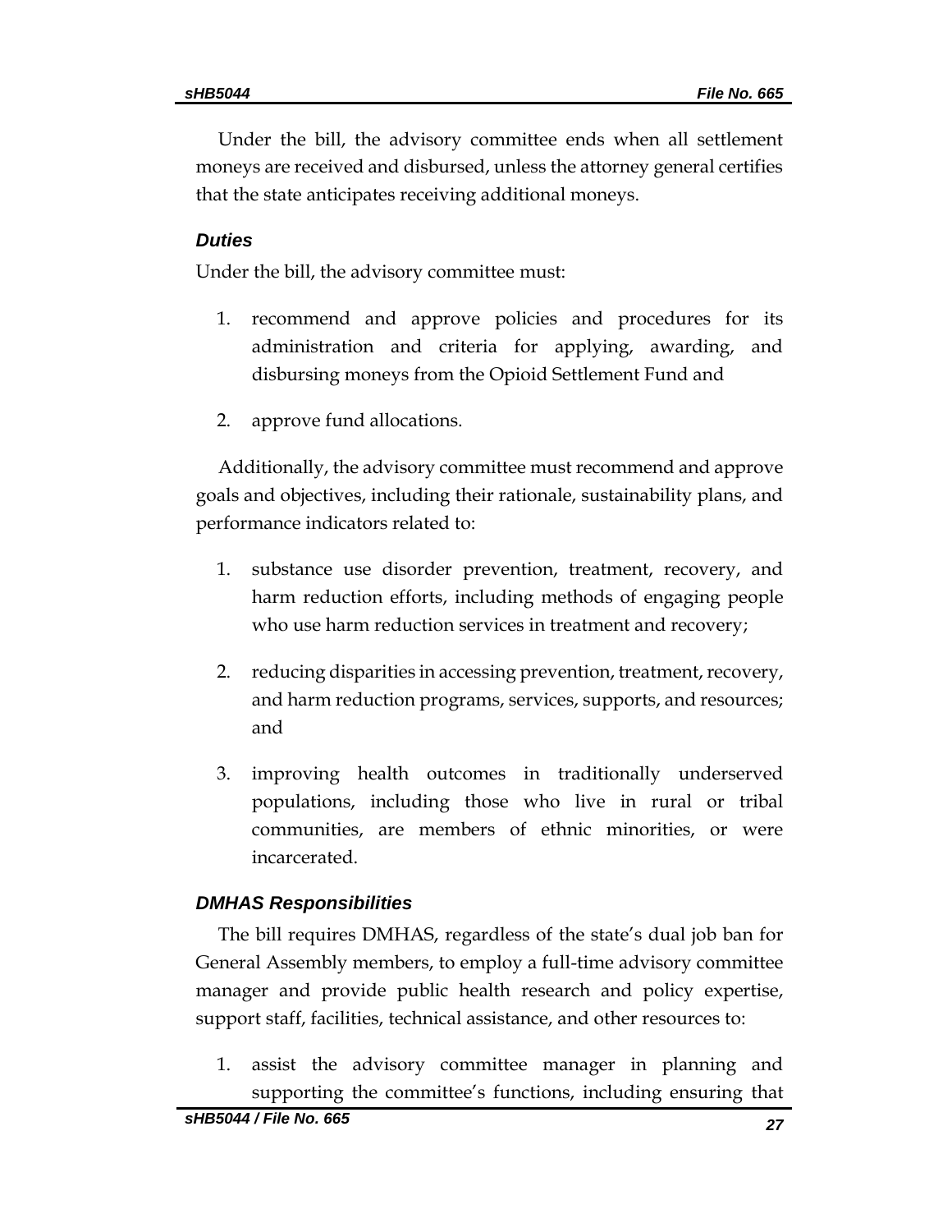Under the bill, the advisory committee ends when all settlement moneys are received and disbursed, unless the attorney general certifies that the state anticipates receiving additional moneys.

### *Duties*

Under the bill, the advisory committee must:

1. recommend and approve policies and procedures for its administration and criteria for applying, awarding, and disbursing moneys from the Opioid Settlement Fund and
2. approve fund allocations.

Additionally, the advisory committee must recommend and approve goals and objectives, including their rationale, sustainability plans, and performance indicators related to:

1. substance use disorder prevention, treatment, recovery, and harm reduction efforts, including methods of engaging people who use harm reduction services in treatment and recovery;
2. reducing disparities in accessing prevention, treatment, recovery, and harm reduction programs, services, supports, and resources; and
3. improving health outcomes in traditionally underserved populations, including those who live in rural or tribal communities, are members of ethnic minorities, or were incarcerated.

### *DMHAS Responsibilities*

The bill requires DMHAS, regardless of the state's dual job ban for General Assembly members, to employ a full-time advisory committee manager and provide public health research and policy expertise, support staff, facilities, technical assistance, and other resources to:

1. assist the advisory committee manager in planning and supporting the committee's functions, including ensuring that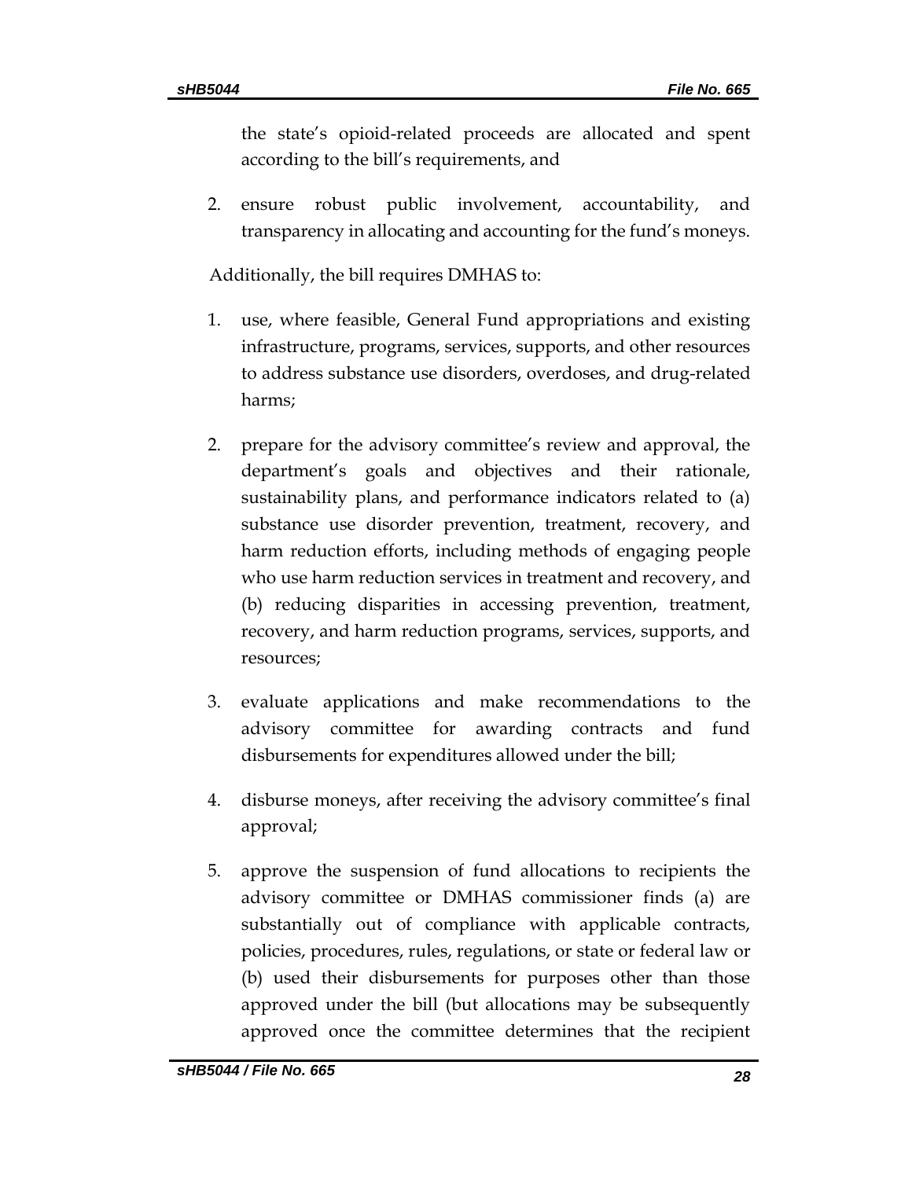the state's opioid-related proceeds are allocated and spent according to the bill's requirements, and

2. ensure robust public involvement, accountability, and transparency in allocating and accounting for the fund's moneys.

Additionally, the bill requires DMHAS to:

1. use, where feasible, General Fund appropriations and existing infrastructure, programs, services, supports, and other resources to address substance use disorders, overdoses, and drug-related harms;

2. prepare for the advisory committee's review and approval, the department's goals and objectives and their rationale, sustainability plans, and performance indicators related to (a) substance use disorder prevention, treatment, recovery, and harm reduction efforts, including methods of engaging people who use harm reduction services in treatment and recovery, and (b) reducing disparities in accessing prevention, treatment, recovery, and harm reduction programs, services, supports, and resources;

3. evaluate applications and make recommendations to the advisory committee for awarding contracts and fund disbursements for expenditures allowed under the bill;

4. disburse moneys, after receiving the advisory committee's final approval;

5. approve the suspension of fund allocations to recipients the advisory committee or DMHAS commissioner finds (a) are substantially out of compliance with applicable contracts, policies, procedures, rules, regulations, or state or federal law or (b) used their disbursements for purposes other than those approved under the bill (but allocations may be subsequently approved once the committee determines that the recipient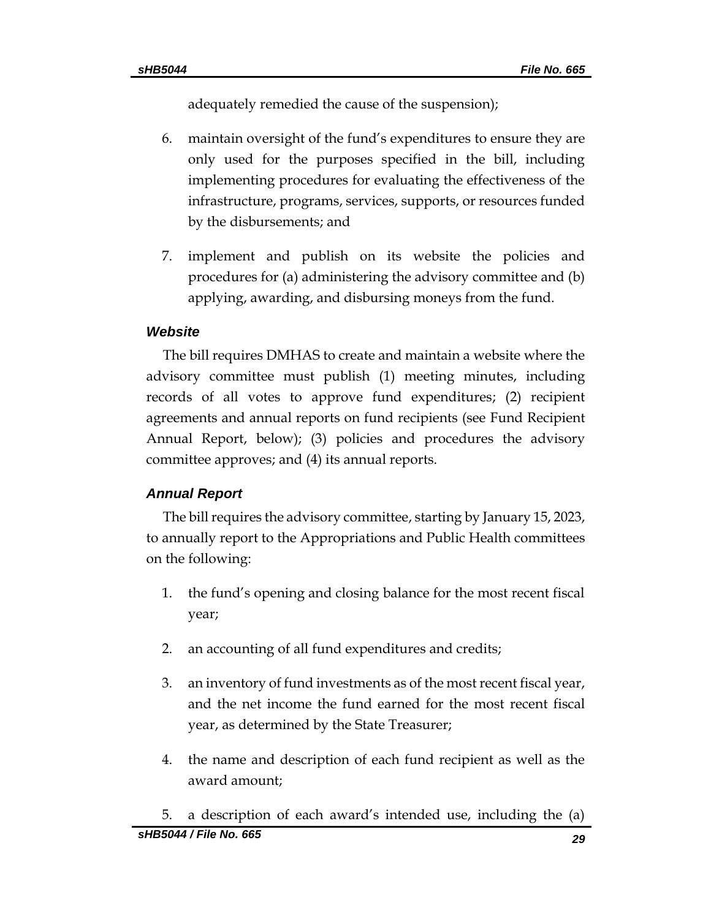adequately remedied the cause of the suspension);

6. maintain oversight of the fund's expenditures to ensure they are only used for the purposes specified in the bill, including implementing procedures for evaluating the effectiveness of the infrastructure, programs, services, supports, or resources funded by the disbursements; and

7. implement and publish on its website the policies and procedures for (a) administering the advisory committee and (b) applying, awarding, and disbursing moneys from the fund.

### *Website*

The bill requires DMHAS to create and maintain a website where the advisory committee must publish (1) meeting minutes, including records of all votes to approve fund expenditures; (2) recipient agreements and annual reports on fund recipients (see Fund Recipient Annual Report, below); (3) policies and procedures the advisory committee approves; and (4) its annual reports.

### *Annual Report*

The bill requires the advisory committee, starting by January 15, 2023, to annually report to the Appropriations and Public Health committees on the following:

1. the fund's opening and closing balance for the most recent fiscal year;

2. an accounting of all fund expenditures and credits;

3. an inventory of fund investments as of the most recent fiscal year, and the net income the fund earned for the most recent fiscal year, as determined by the State Treasurer;

4. the name and description of each fund recipient as well as the award amount;

5. a description of each award's intended use, including the (a)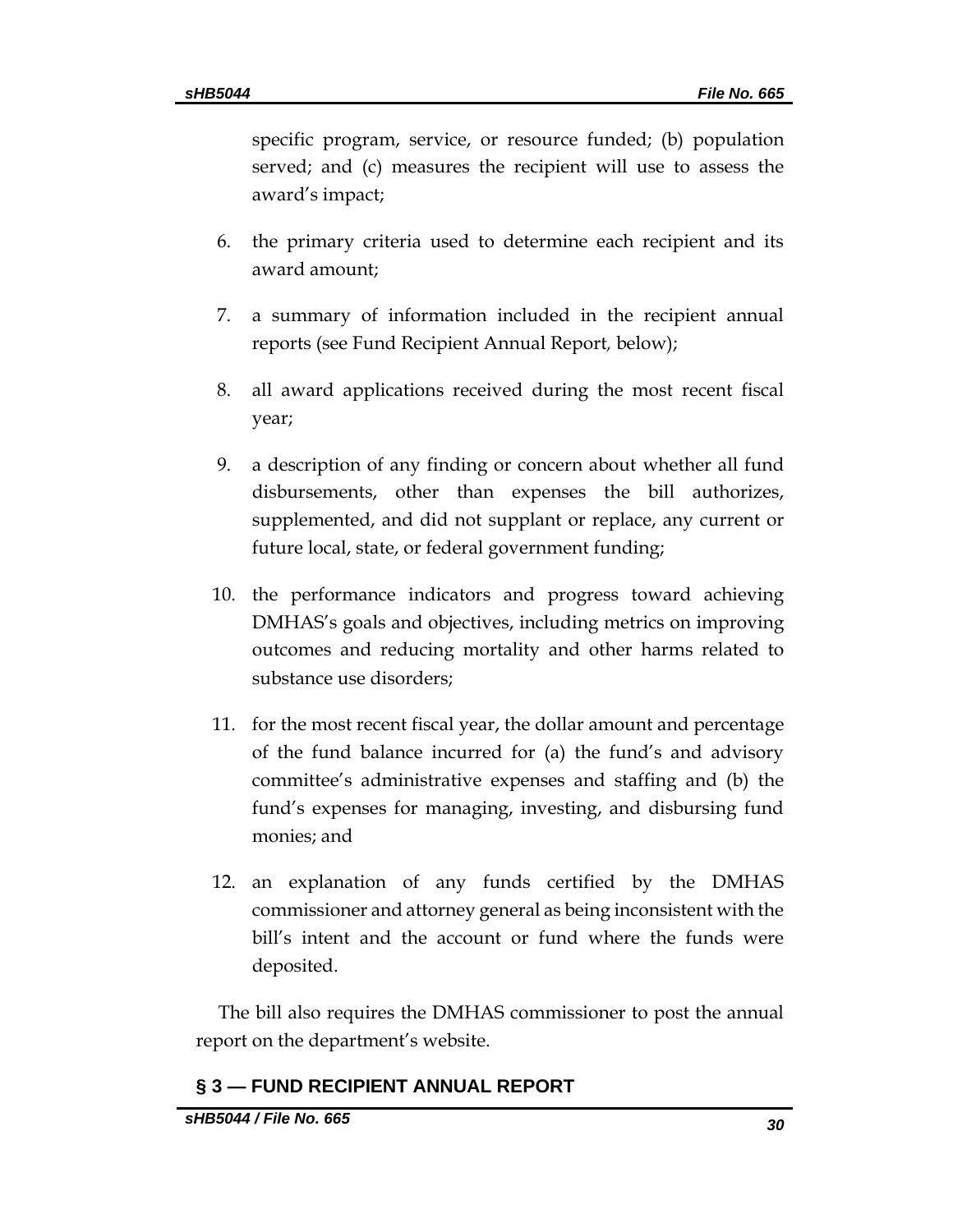specific program, service, or resource funded; (b) population served; and (c) measures the recipient will use to assess the award's impact;

6. the primary criteria used to determine each recipient and its award amount;
7. a summary of information included in the recipient annual reports (see Fund Recipient Annual Report, below);
8. all award applications received during the most recent fiscal year;
9. a description of any finding or concern about whether all fund disbursements, other than expenses the bill authorizes, supplemented, and did not supplant or replace, any current or future local, state, or federal government funding;
10. the performance indicators and progress toward achieving DMHAS's goals and objectives, including metrics on improving outcomes and reducing mortality and other harms related to substance use disorders;
11. for the most recent fiscal year, the dollar amount and percentage of the fund balance incurred for (a) the fund's and advisory committee's administrative expenses and staffing and (b) the fund's expenses for managing, investing, and disbursing fund monies; and
12. an explanation of any funds certified by the DMHAS commissioner and attorney general as being inconsistent with the bill's intent and the account or fund where the funds were deposited.

The bill also requires the DMHAS commissioner to post the annual report on the department's website.

## § 3 — FUND RECIPIENT ANNUAL REPORT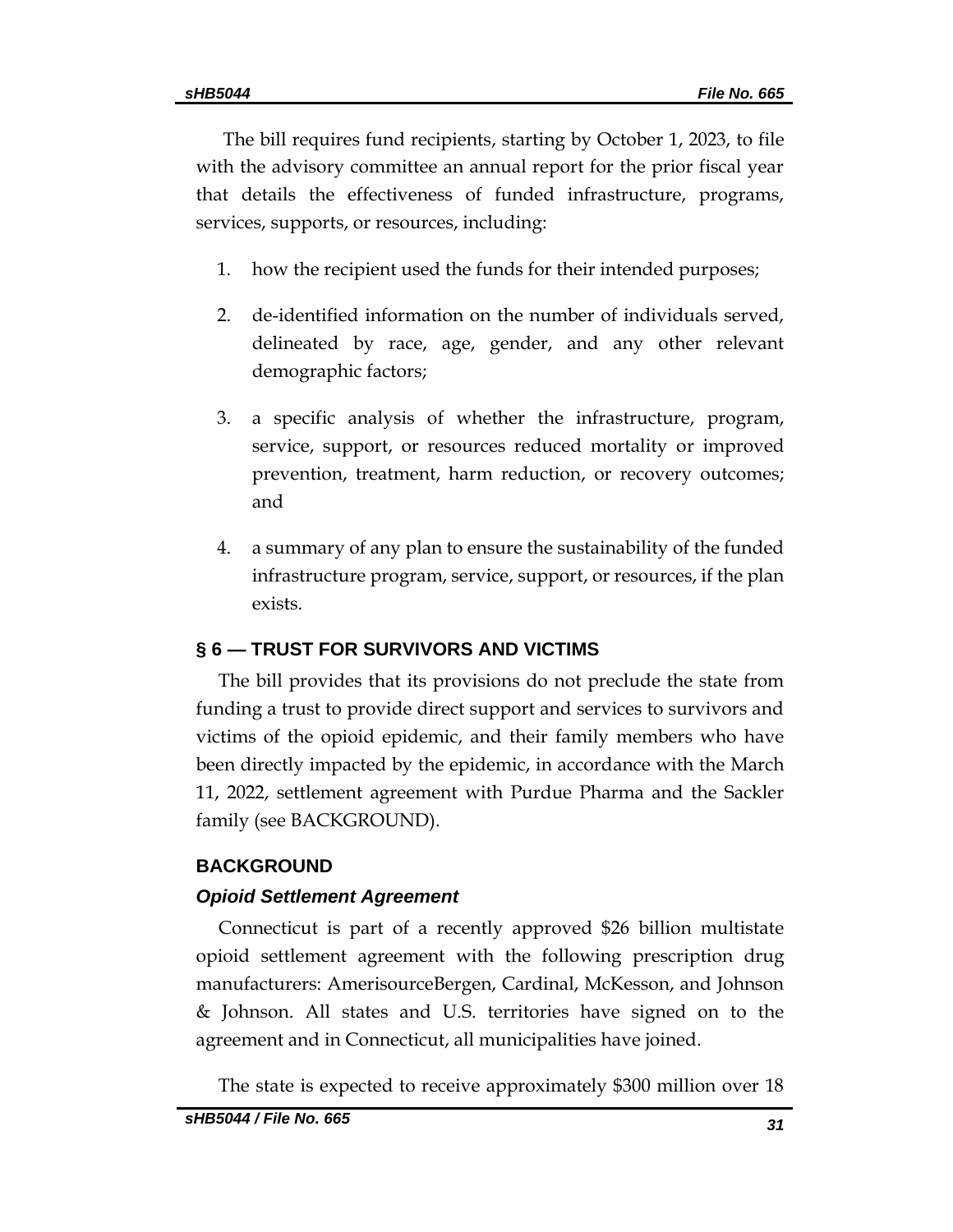The bill requires fund recipients, starting by October 1, 2023, to file with the advisory committee an annual report for the prior fiscal year that details the effectiveness of funded infrastructure, programs, services, supports, or resources, including:

1. how the recipient used the funds for their intended purposes;
2. de-identified information on the number of individuals served, delineated by race, age, gender, and any other relevant demographic factors;
3. a specific analysis of whether the infrastructure, program, service, support, or resources reduced mortality or improved prevention, treatment, harm reduction, or recovery outcomes; and
4. a summary of any plan to ensure the sustainability of the funded infrastructure program, service, support, or resources, if the plan exists.

## § 6 — TRUST FOR SURVIVORS AND VICTIMS

The bill provides that its provisions do not preclude the state from funding a trust to provide direct support and services to survivors and victims of the opioid epidemic, and their family members who have been directly impacted by the epidemic, in accordance with the March 11, 2022, settlement agreement with Purdue Pharma and the Sackler family (see BACKGROUND).

## BACKGROUND

### *Opioid Settlement Agreement*

Connecticut is part of a recently approved $26 billion multistate opioid settlement agreement with the following prescription drug manufacturers: AmerisourceBergen, Cardinal, McKesson, and Johnson & Johnson. All states and U.S. territories have signed on to the agreement and in Connecticut, all municipalities have joined.

The state is expected to receive approximately $300 million over 18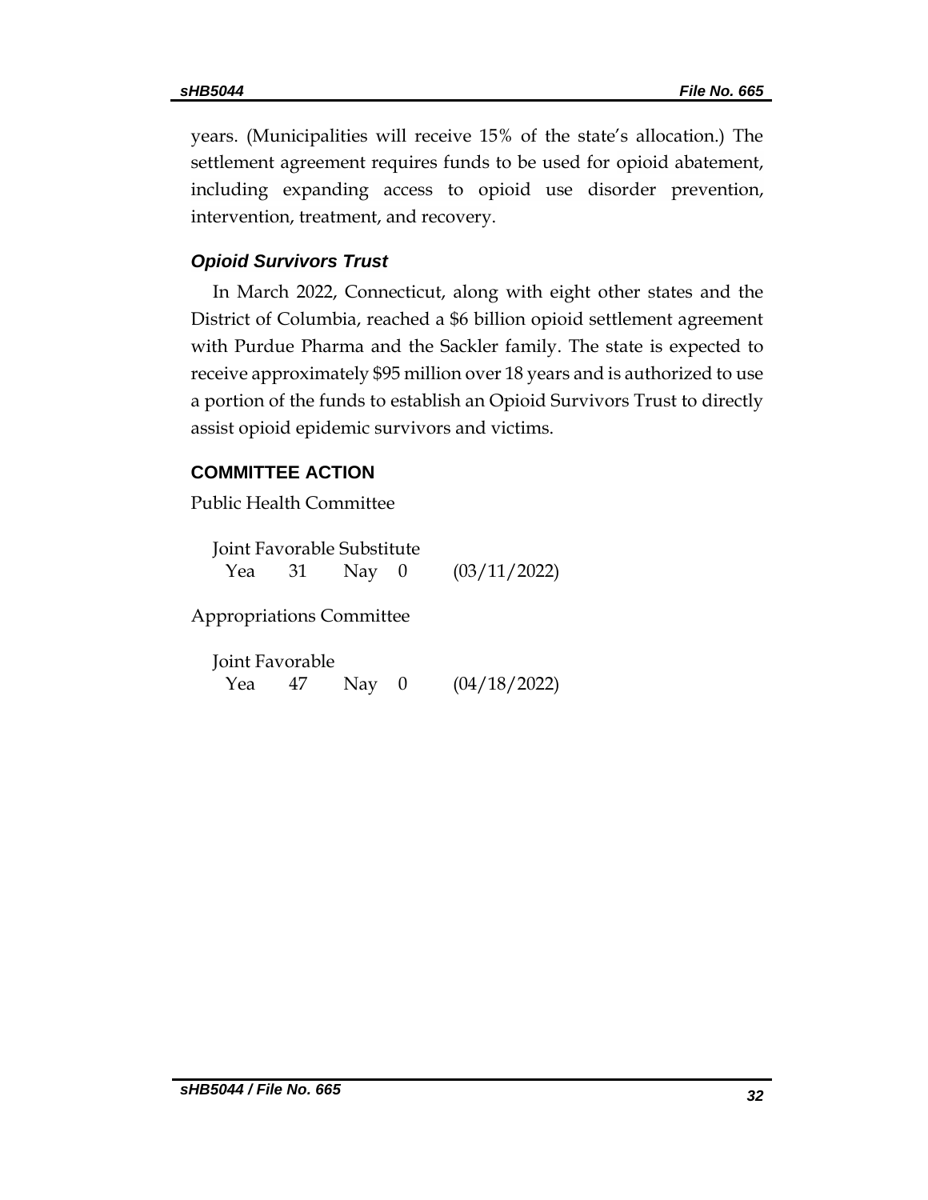years. (Municipalities will receive 15% of the state's allocation.) The settlement agreement requires funds to be used for opioid abatement, including expanding access to opioid use disorder prevention, intervention, treatment, and recovery.

### *Opioid Survivors Trust*

In March 2022, Connecticut, along with eight other states and the District of Columbia, reached a $6 billion opioid settlement agreement with Purdue Pharma and the Sackler family. The state is expected to receive approximately $95 million over 18 years and is authorized to use a portion of the funds to establish an Opioid Survivors Trust to directly assist opioid epidemic survivors and victims.

## COMMITTEE ACTION

Public Health Committee

Joint Favorable Substitute

| | | | | |
|---|---|---|---|---|
| Yea | 31 | Nay | 0 | (03/11/2022) |

Appropriations Committee

Joint Favorable

| | | | | |
|---|---|---|---|---|
| Yea | 47 | Nay | 0 | (04/18/2022) |